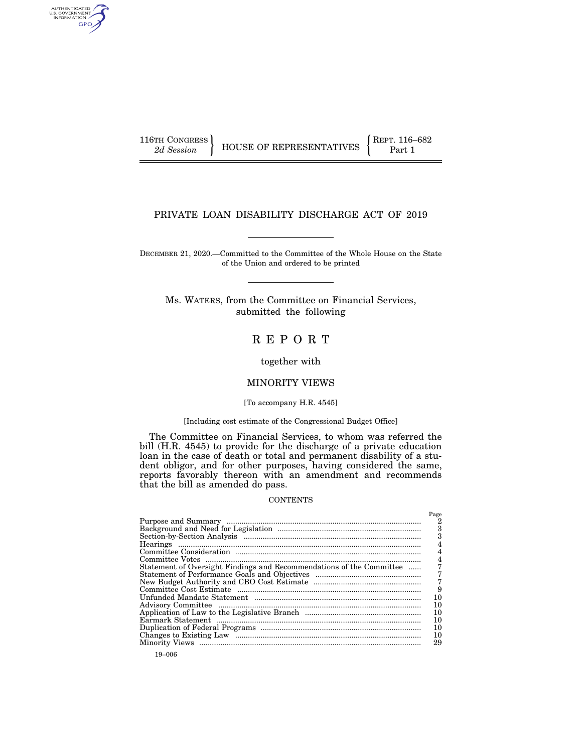116TH CONGRESS
*2d Session*

HOUSE OF REPRESENTATIVES

REPT. 116–682
Part 1

# PRIVATE LOAN DISABILITY DISCHARGE ACT OF 2019

DECEMBER 21, 2020.—Committed to the Committee of the Whole House on the State of the Union and ordered to be printed

Ms. WATERS, from the Committee on Financial Services, submitted the following

# REPORT

together with

## MINORITY VIEWS

[To accompany H.R. 4545]

[Including cost estimate of the Congressional Budget Office]

The Committee on Financial Services, to whom was referred the bill (H.R. 4545) to provide for the discharge of a private education loan in the case of death or total and permanent disability of a student obligor, and for other purposes, having considered the same, reports favorably thereon with an amendment and recommends that the bill as amended do pass.

CONTENTS

| | Page |
|---|---|
| Purpose and Summary | 2 |
| Background and Need for Legislation | 3 |
| Section-by-Section Analysis | 3 |
| Hearings | 4 |
| Committee Consideration | 4 |
| Committee Votes | 4 |
| Statement of Oversight Findings and Recommendations of the Committee | 7 |
| Statement of Performance Goals and Objectives | 7 |
| New Budget Authority and CBO Cost Estimate | 7 |
| Committee Cost Estimate | 9 |
| Unfunded Mandate Statement | 10 |
| Advisory Committee | 10 |
| Application of Law to the Legislative Branch | 10 |
| Earmark Statement | 10 |
| Duplication of Federal Programs | 10 |
| Changes to Existing Law | 10 |
| Minority Views | 29 |

19–006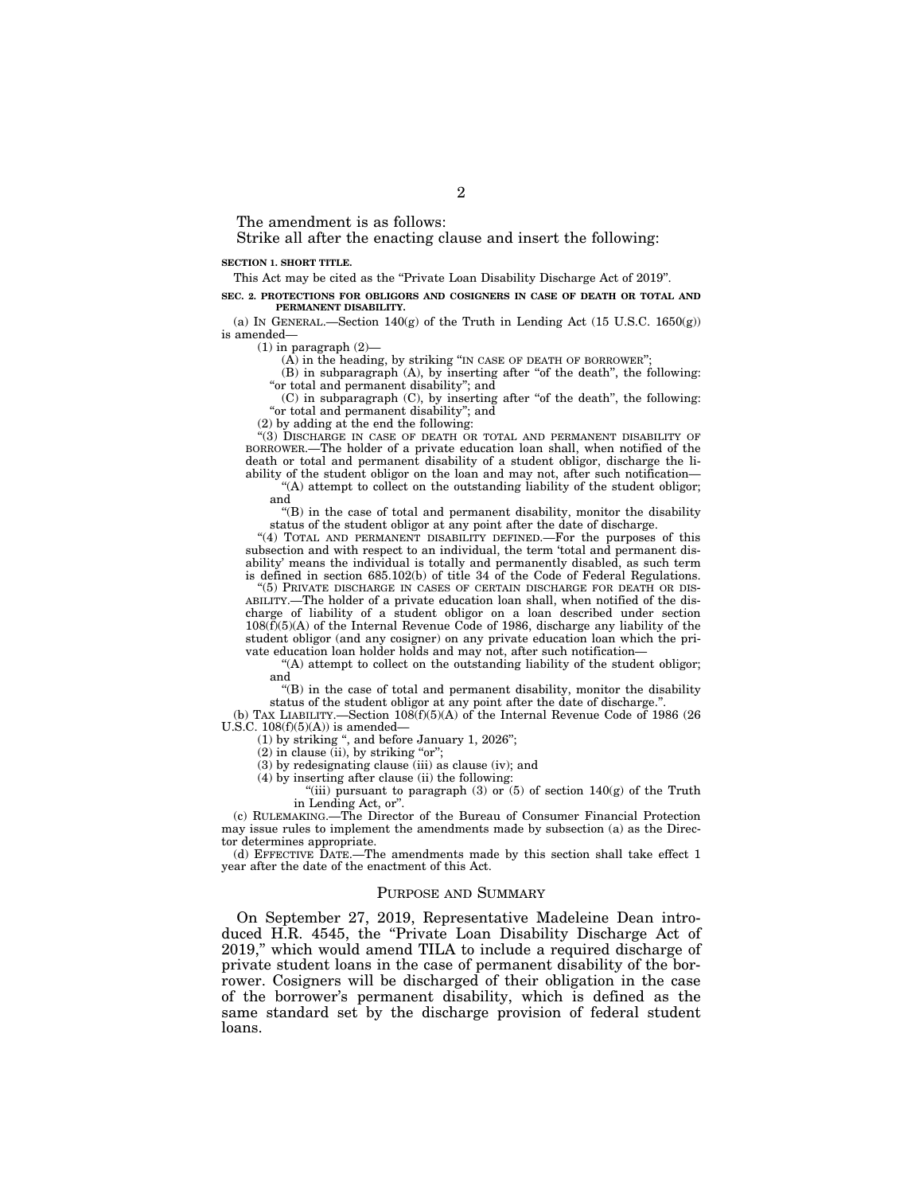The amendment is as follows:

Strike all after the enacting clause and insert the following:

**SECTION 1. SHORT TITLE.**

This Act may be cited as the "Private Loan Disability Discharge Act of 2019".

**SEC. 2. PROTECTIONS FOR OBLIGORS AND COSIGNERS IN CASE OF DEATH OR TOTAL AND PERMANENT DISABILITY.**

(a) IN GENERAL.—Section 140(g) of the Truth in Lending Act (15 U.S.C. 1650(g)) is amended—

(1) in paragraph (2)—

(A) in the heading, by striking "IN CASE OF DEATH OF BORROWER";

(B) in subparagraph (A), by inserting after "of the death", the following: "or total and permanent disability"; and

(C) in subparagraph (C), by inserting after "of the death", the following: "or total and permanent disability"; and

(2) by adding at the end the following:

"(3) DISCHARGE IN CASE OF DEATH OR TOTAL AND PERMANENT DISABILITY OF BORROWER.—The holder of a private education loan shall, when notified of the death or total and permanent disability of a student obligor, discharge the liability of the student obligor on the loan and may not, after such notification—

"(A) attempt to collect on the outstanding liability of the student obligor; and

"(B) in the case of total and permanent disability, monitor the disability status of the student obligor at any point after the date of discharge.

"(4) TOTAL AND PERMANENT DISABILITY DEFINED.—For the purposes of this subsection and with respect to an individual, the term 'total and permanent disability' means the individual is totally and permanently disabled, as such term is defined in section 685.102(b) of title 34 of the Code of Federal Regulations.

"(5) PRIVATE DISCHARGE IN CASES OF CERTAIN DISCHARGE FOR DEATH OR DISABILITY.—The holder of a private education loan shall, when notified of the discharge of liability of a student obligor on a loan described under section 108(f)(5)(A) of the Internal Revenue Code of 1986, discharge any liability of the student obligor (and any cosigner) on any private education loan which the private education loan holder holds and may not, after such notification—

"(A) attempt to collect on the outstanding liability of the student obligor; and

"(B) in the case of total and permanent disability, monitor the disability status of the student obligor at any point after the date of discharge.".

(b) TAX LIABILITY.—Section 108(f)(5)(A) of the Internal Revenue Code of 1986 (26 U.S.C. 108(f)(5)(A)) is amended—

(1) by striking ", and before January 1, 2026";

(2) in clause (ii), by striking "or";

(3) by redesignating clause (iii) as clause (iv); and

(4) by inserting after clause (ii) the following:

"(iii) pursuant to paragraph (3) or (5) of section 140(g) of the Truth in Lending Act, or".

(c) RULEMAKING.—The Director of the Bureau of Consumer Financial Protection may issue rules to implement the amendments made by subsection (a) as the Director determines appropriate.

(d) EFFECTIVE DATE.—The amendments made by this section shall take effect 1 year after the date of the enactment of this Act.

## PURPOSE AND SUMMARY

On September 27, 2019, Representative Madeleine Dean introduced H.R. 4545, the "Private Loan Disability Discharge Act of 2019," which would amend TILA to include a required discharge of private student loans in the case of permanent disability of the borrower. Cosigners will be discharged of their obligation in the case of the borrower's permanent disability, which is defined as the same standard set by the discharge provision of federal student loans.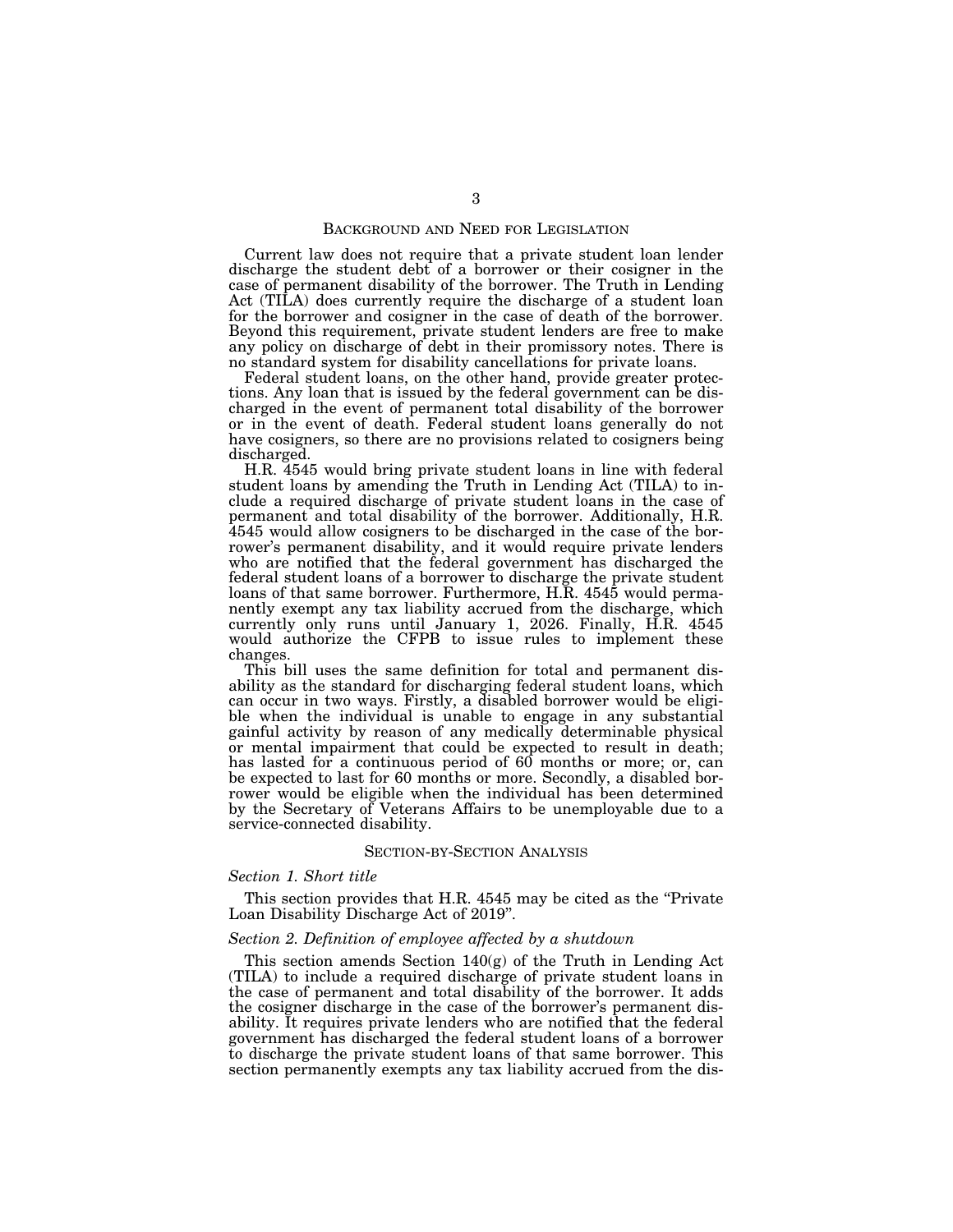## Background and Need for Legislation

Current law does not require that a private student loan lender discharge the student debt of a borrower or their cosigner in the case of permanent disability of the borrower. The Truth in Lending Act (TILA) does currently require the discharge of a student loan for the borrower and cosigner in the case of death of the borrower. Beyond this requirement, private student lenders are free to make any policy on discharge of debt in their promissory notes. There is no standard system for disability cancellations for private loans.

Federal student loans, on the other hand, provide greater protections. Any loan that is issued by the federal government can be discharged in the event of permanent total disability of the borrower or in the event of death. Federal student loans generally do not have cosigners, so there are no provisions related to cosigners being discharged.

H.R. 4545 would bring private student loans in line with federal student loans by amending the Truth in Lending Act (TILA) to include a required discharge of private student loans in the case of permanent and total disability of the borrower. Additionally, H.R. 4545 would allow cosigners to be discharged in the case of the borrower's permanent disability, and it would require private lenders who are notified that the federal government has discharged the federal student loans of a borrower to discharge the private student loans of that same borrower. Furthermore, H.R. 4545 would permanently exempt any tax liability accrued from the discharge, which currently only runs until January 1, 2026. Finally, H.R. 4545 would authorize the CFPB to issue rules to implement these changes.

This bill uses the same definition for total and permanent disability as the standard for discharging federal student loans, which can occur in two ways. Firstly, a disabled borrower would be eligible when the individual is unable to engage in any substantial gainful activity by reason of any medically determinable physical or mental impairment that could be expected to result in death; has lasted for a continuous period of 60 months or more; or, can be expected to last for 60 months or more. Secondly, a disabled borrower would be eligible when the individual has been determined by the Secretary of Veterans Affairs to be unemployable due to a service-connected disability.

## Section-by-Section Analysis

### *Section 1. Short title*

This section provides that H.R. 4545 may be cited as the "Private Loan Disability Discharge Act of 2019".

### *Section 2. Definition of employee affected by a shutdown*

This section amends Section 140(g) of the Truth in Lending Act (TILA) to include a required discharge of private student loans in the case of permanent and total disability of the borrower. It adds the cosigner discharge in the case of the borrower's permanent disability. It requires private lenders who are notified that the federal government has discharged the federal student loans of a borrower to discharge the private student loans of that same borrower. This section permanently exempts any tax liability accrued from the dis-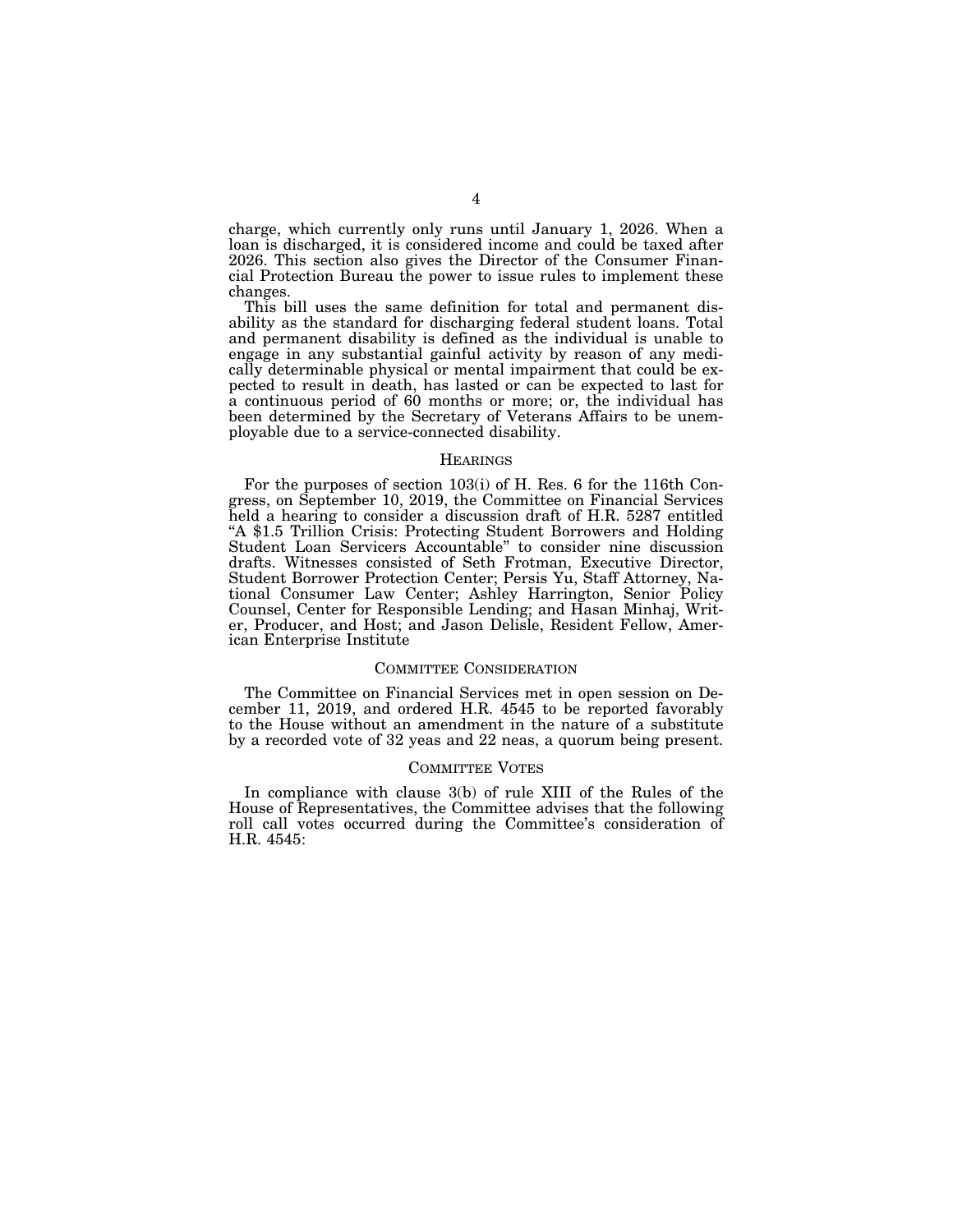charge, which currently only runs until January 1, 2026. When a loan is discharged, it is considered income and could be taxed after 2026. This section also gives the Director of the Consumer Financial Protection Bureau the power to issue rules to implement these changes.

This bill uses the same definition for total and permanent disability as the standard for discharging federal student loans. Total and permanent disability is defined as the individual is unable to engage in any substantial gainful activity by reason of any medically determinable physical or mental impairment that could be expected to result in death, has lasted or can be expected to last for a continuous period of 60 months or more; or, the individual has been determined by the Secretary of Veterans Affairs to be unemployable due to a service-connected disability.

## HEARINGS

For the purposes of section 103(i) of H. Res. 6 for the 116th Congress, on September 10, 2019, the Committee on Financial Services held a hearing to consider a discussion draft of H.R. 5287 entitled "A $1.5 Trillion Crisis: Protecting Student Borrowers and Holding Student Loan Servicers Accountable" to consider nine discussion drafts. Witnesses consisted of Seth Frotman, Executive Director, Student Borrower Protection Center; Persis Yu, Staff Attorney, National Consumer Law Center; Ashley Harrington, Senior Policy Counsel, Center for Responsible Lending; and Hasan Minhaj, Writer, Producer, and Host; and Jason Delisle, Resident Fellow, American Enterprise Institute

## COMMITTEE CONSIDERATION

The Committee on Financial Services met in open session on December 11, 2019, and ordered H.R. 4545 to be reported favorably to the House without an amendment in the nature of a substitute by a recorded vote of 32 yeas and 22 neas, a quorum being present.

## COMMITTEE VOTES

In compliance with clause 3(b) of rule XIII of the Rules of the House of Representatives, the Committee advises that the following roll call votes occurred during the Committee's consideration of H.R. 4545: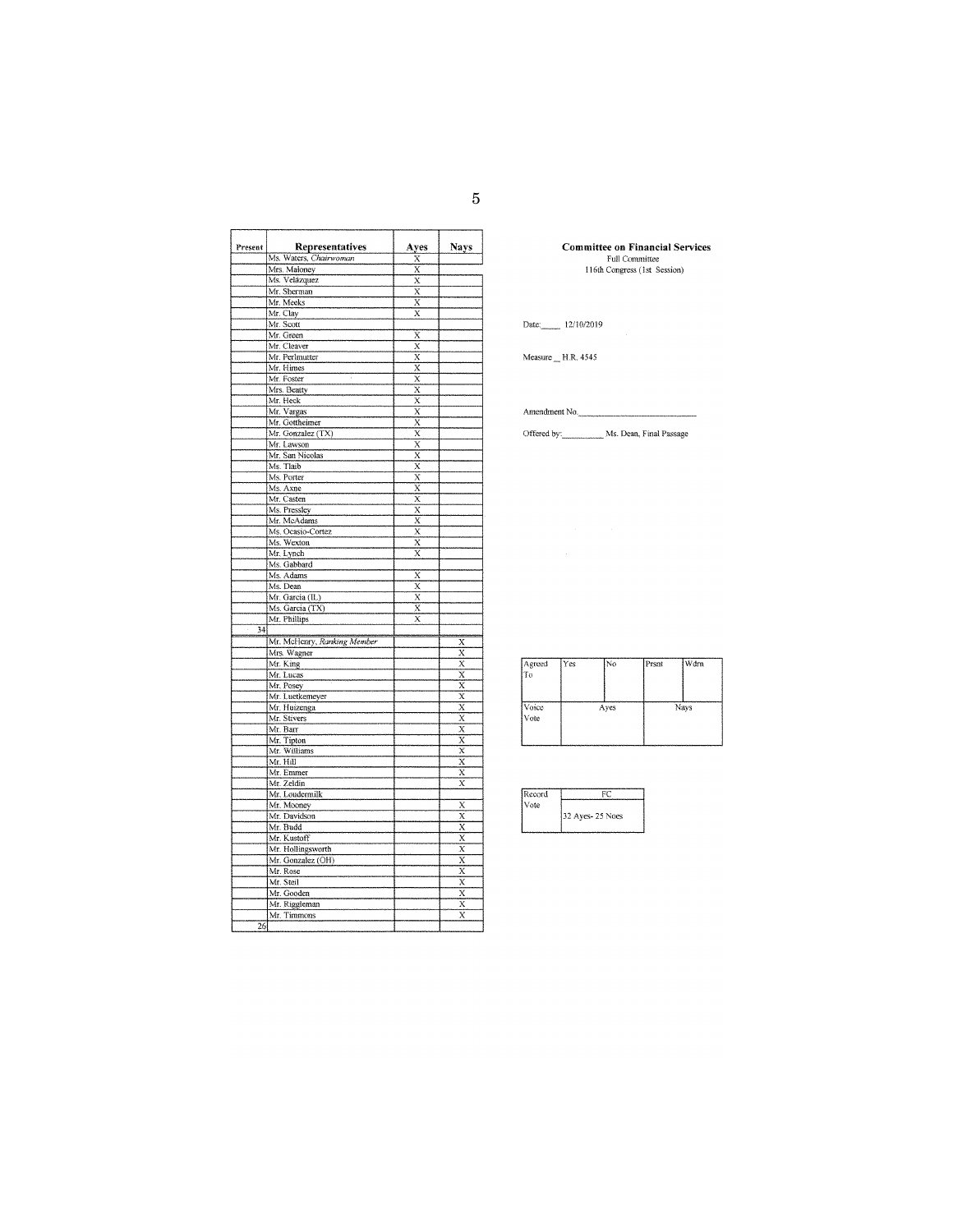**Committee on Financial Services**
Full Committee
116th Congress (1st Session)

Date: 12/10/2019

Measure H.R. 4545

Amendment No. ____________

Offered by: ________ Ms. Dean, Final Passage

| Present | Representatives | Ayes | Nays |
|---|---|---|---|
| | Ms. Waters, *Chairwoman* | X | |
| | Mrs. Maloney | X | |
| | Ms. Velázquez | X | |
| | Mr. Sherman | X | |
| | Mr. Meeks | X | |
| | Mr. Clay | X | |
| | Mr. Scott | | |
| | Mr. Green | X | |
| | Mr. Cleaver | X | |
| | Mr. Perlmutter | X | |
| | Mr. Himes | X | |
| | Mr. Foster | X | |
| | Mrs. Beatty | X | |
| | Mr. Heck | X | |
| | Mr. Vargas | X | |
| | Mr. Gottheimer | X | |
| | Mr. Gonzalez (TX) | X | |
| | Mr. Lawson | X | |
| | Mr. San Nicolas | X | |
| | Ms. Tlaib | X | |
| | Ms. Porter | X | |
| | Ms. Axne | X | |
| | Mr. Casten | X | |
| | Ms. Pressley | X | |
| | Mr. McAdams | X | |
| | Ms. Ocasio-Cortez | X | |
| | Ms. Wexton | X | |
| | Mr. Lynch | X | |
| | Ms. Gabbard | | |
| | Ms. Adams | X | |
| | Ms. Dean | X | |
| | Mr. Garcia (IL) | X | |
| | Ms. Garcia (TX) | X | |
| | Mr. Phillips | X | |
| 34 | | | |
| | Mr. McHenry, *Ranking Member* | | X |
| | Mrs. Wagner | | X |
| | Mr. King | | X |
| | Mr. Lucas | | X |
| | Mr. Posey | | X |
| | Mr. Luetkemeyer | | X |
| | Mr. Huizenga | | X |
| | Mr. Stivers | | X |
| | Mr. Barr | | X |
| | Mr. Tipton | | X |
| | Mr. Williams | | X |
| | Mr. Hill | | X |
| | Mr. Emmer | | X |
| | Mr. Zeldin | | X |
| | Mr. Loudermilk | | |
| | Mr. Mooney | | X |
| | Mr. Davidson | | X |
| | Mr. Budd | | X |
| | Mr. Kustoff | | X |
| | Mr. Hollingsworth | | X |
| | Mr. Gonzalez (OH) | | X |
| | Mr. Rose | | X |
| | Mr. Steil | | X |
| | Mr. Gooden | | X |
| | Mr. Riggleman | | X |
| | Mr. Timmons | | X |
| 26 | | | |

| Agreed To | Yes | No | Prsnt | Wdrn |
|---|---|---|---|---|
| | | | | |
| Voice Vote | Ayes | | Nays | |
| | | | | |

| Record Vote | FC |
|---|---|
| | 32 Ayes- 25 Noes |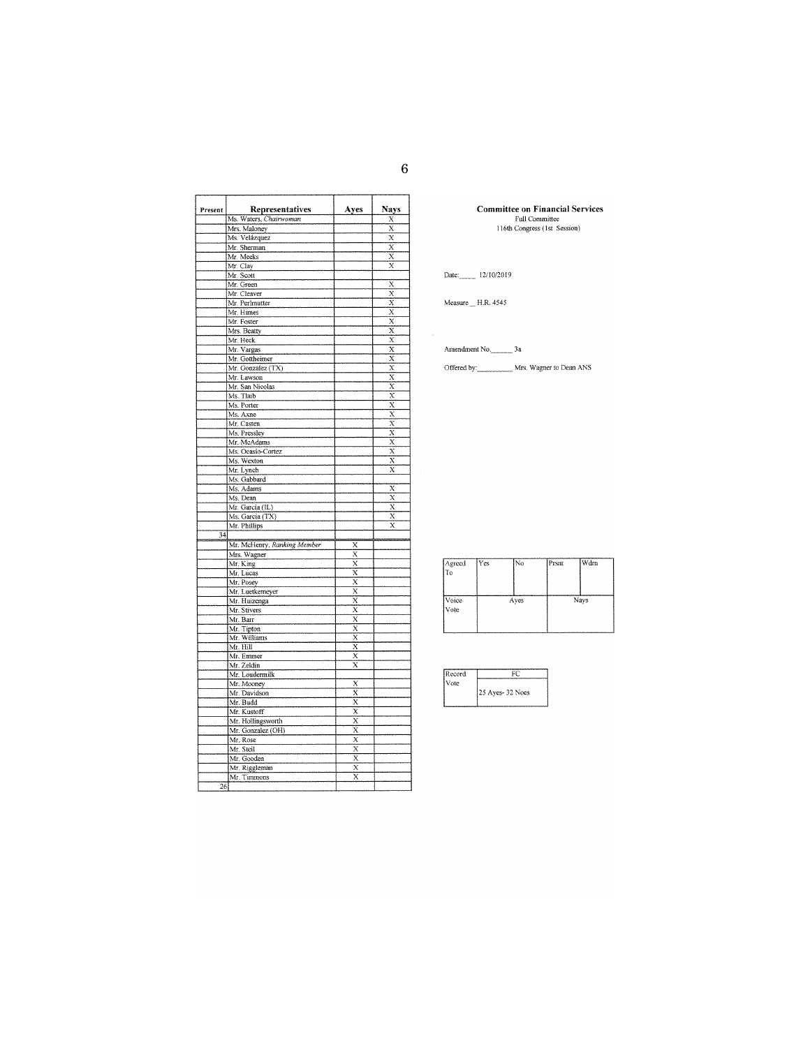| Present | Representatives | Ayes | Nays |
|---|---|---|---|
| | Ms. Waters, *Chairwoman* | | X |
| | Mrs. Maloney | | X |
| | Ms. Velázquez | | X |
| | Mr. Sherman | | X |
| | Mr. Meeks | | X |
| | Mr. Clay | | X |
| | Mr. Scott | | |
| | Mr. Green | | X |
| | Mr. Cleaver | | X |
| | Mr. Perlmutter | | X |
| | Mr. Himes | | X |
| | Mr. Foster | | X |
| | Mrs. Beatty | | X |
| | Mr. Heck | | X |
| | Mr. Vargas | | X |
| | Mr. Gottheimer | | X |
| | Mr. Gonzalez (TX) | | X |
| | Mr. Lawson | | X |
| | Mr. San Nicolas | | X |
| | Ms. Tlaib | | X |
| | Ms. Porter | | X |
| | Ms. Axne | | X |
| | Mr. Casten | | X |
| | Ms. Pressley | | X |
| | Mr. McAdams | | X |
| | Ms. Ocasio-Cortez | | X |
| | Ms. Wexton | | X |
| | Mr. Lynch | | X |
| | Ms. Gabbard | | |
| | Ms. Adams | | X |
| | Ms. Dean | | X |
| | Mr. Garcia (IL) | | X |
| | Ms. Garcia (TX) | | X |
| | Mr. Phillips | | X |
| 34 | | | |
| | Mr. McHenry, *Ranking Member* | X | |
| | Mrs. Wagner | X | |
| | Mr. King | X | |
| | Mr. Lucas | X | |
| | Mr. Posey | X | |
| | Mr. Luetkemeyer | X | |
| | Mr. Huizenga | X | |
| | Mr. Stivers | X | |
| | Mr. Barr | X | |
| | Mr. Tipton | X | |
| | Mr. Williams | X | |
| | Mr. Hill | X | |
| | Mr. Emmer | X | |
| | Mr. Zeldin | X | |
| | Mr. Loudermilk | | |
| | Mr. Mooney | X | |
| | Mr. Davidson | X | |
| | Mr. Budd | X | |
| | Mr. Kustoff | X | |
| | Mr. Hollingsworth | X | |
| | Mr. Gonzalez (OH) | X | |
| | Mr. Rose | X | |
| | Mr. Steil | X | |
| | Mr. Gooden | X | |
| | Mr. Riggleman | X | |
| | Mr. Timmons | X | |
| 26 | | | |

**Committee on Financial Services**
Full Committee
116th Congress (1st Session)

Date: 12/10/2019

Measure H.R. 4545

Amendment No. 3a

Offered by: Mrs. Wagner to Dean ANS

| Agreed To | Yes | No | Prsnt | Wdrn |
|---|---|---|---|---|
| | | | | |
| Voice Vote | Ayes | | Nays | |

| Record Vote | FC |
|---|---|
| | 25 Ayes- 32 Noes |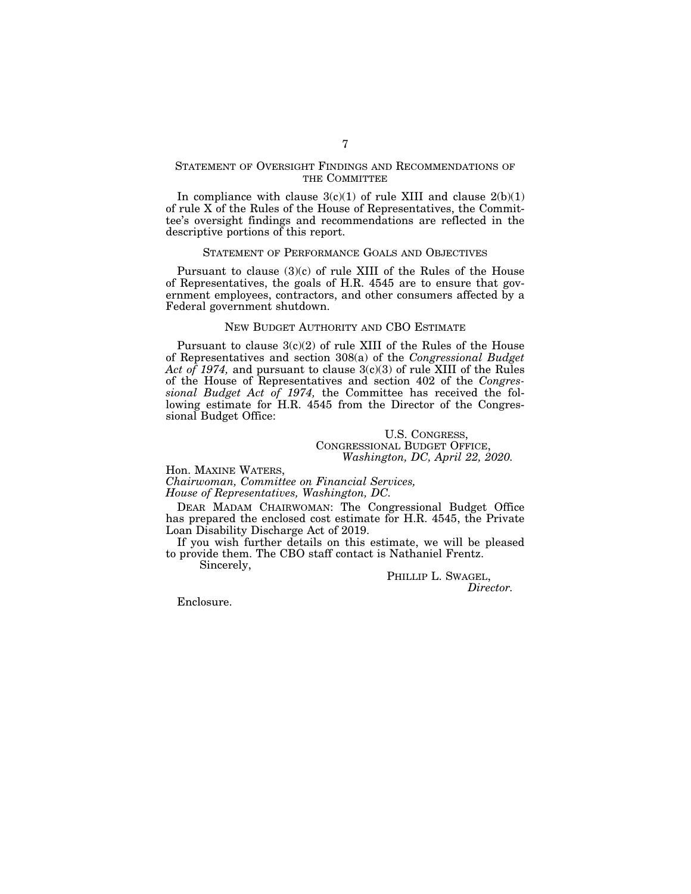## STATEMENT OF OVERSIGHT FINDINGS AND RECOMMENDATIONS OF THE COMMITTEE

In compliance with clause 3(c)(1) of rule XIII and clause 2(b)(1) of rule X of the Rules of the House of Representatives, the Committee's oversight findings and recommendations are reflected in the descriptive portions of this report.

## STATEMENT OF PERFORMANCE GOALS AND OBJECTIVES

Pursuant to clause (3)(c) of rule XIII of the Rules of the House of Representatives, the goals of H.R. 4545 are to ensure that government employees, contractors, and other consumers affected by a Federal government shutdown.

## NEW BUDGET AUTHORITY AND CBO ESTIMATE

Pursuant to clause 3(c)(2) of rule XIII of the Rules of the House of Representatives and section 308(a) of the *Congressional Budget Act of 1974,* and pursuant to clause 3(c)(3) of rule XIII of the Rules of the House of Representatives and section 402 of the *Congressional Budget Act of 1974,* the Committee has received the following estimate for H.R. 4545 from the Director of the Congressional Budget Office:

U.S. CONGRESS,
CONGRESSIONAL BUDGET OFFICE,
*Washington, DC, April 22, 2020.*

Hon. MAXINE WATERS,
*Chairwoman, Committee on Financial Services,*
*House of Representatives, Washington, DC.*

DEAR MADAM CHAIRWOMAN: The Congressional Budget Office has prepared the enclosed cost estimate for H.R. 4545, the Private Loan Disability Discharge Act of 2019.

If you wish further details on this estimate, we will be pleased to provide them. The CBO staff contact is Nathaniel Frentz.

Sincerely,

PHILLIP L. SWAGEL,
*Director.*

Enclosure.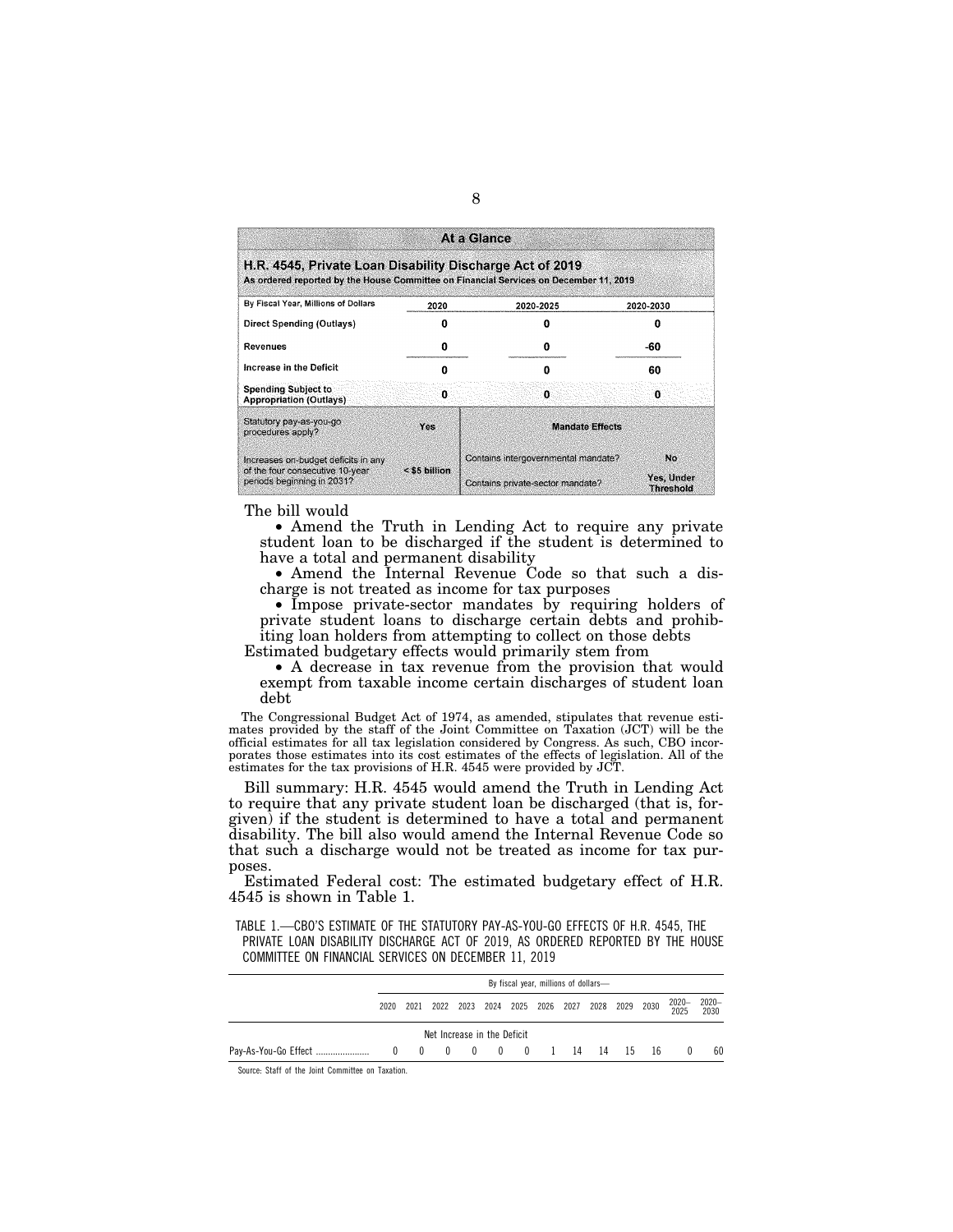| At a Glance | | | |
|---|---|---|---|
| **H.R. 4545, Private Loan Disability Discharge Act of 2019**<br>As ordered reported by the House Committee on Financial Services on December 11, 2019 | | | |
| By Fiscal Year, Millions of Dollars | 2020 | 2020-2025 | 2020-2030 |
| Direct Spending (Outlays) | 0 | 0 | 0 |
| Revenues | 0 | 0 | -60 |
| Increase in the Deficit | 0 | 0 | 60 |
| Spending Subject to Appropriation (Outlays) | 0 | 0 | 0 |
| Statutory pay-as-you-go procedures apply? | Yes | **Mandate Effects** | |
| Increases on-budget deficits in any of the four consecutive 10-year periods beginning in 2031? | < $5 billion | Contains intergovernmental mandate? | No |
| | | Contains private-sector mandate? | Yes, Under Threshold |

The bill would

- Amend the Truth in Lending Act to require any private student loan to be discharged if the student is determined to have a total and permanent disability
- Amend the Internal Revenue Code so that such a discharge is not treated as income for tax purposes
- Impose private-sector mandates by requiring holders of private student loans to discharge certain debts and prohibiting loan holders from attempting to collect on those debts

Estimated budgetary effects would primarily stem from

- A decrease in tax revenue from the provision that would exempt from taxable income certain discharges of student loan debt

The Congressional Budget Act of 1974, as amended, stipulates that revenue estimates provided by the staff of the Joint Committee on Taxation (JCT) will be the official estimates for all tax legislation considered by Congress. As such, CBO incorporates those estimates into its cost estimates of the effects of legislation. All of the estimates for the tax provisions of H.R. 4545 were provided by JCT.

Bill summary: H.R. 4545 would amend the Truth in Lending Act to require that any private student loan be discharged (that is, forgiven) if the student is determined to have a total and permanent disability. The bill also would amend the Internal Revenue Code so that such a discharge would not be treated as income for tax purposes.

Estimated Federal cost: The estimated budgetary effect of H.R. 4545 is shown in Table 1.

TABLE 1.—CBO'S ESTIMATE OF THE STATUTORY PAY-AS-YOU-GO EFFECTS OF H.R. 4545, THE PRIVATE LOAN DISABILITY DISCHARGE ACT OF 2019, AS ORDERED REPORTED BY THE HOUSE COMMITTEE ON FINANCIAL SERVICES ON DECEMBER 11, 2019

| | By fiscal year, millions of dollars— | | | | | | | | | | | | |
|---|---|---|---|---|---|---|---|---|---|---|---|---|---|
| | 2020 | 2021 | 2022 | 2023 | 2024 | 2025 | 2026 | 2027 | 2028 | 2029 | 2030 | 2020–2025 | 2020–2030 |
| | Net Increase in the Deficit | | | | | | | | | | | | |
| Pay-As-You-Go Effect | 0 | 0 | 0 | 0 | 0 | 0 | 1 | 14 | 14 | 15 | 16 | 0 | 60 |

Source: Staff of the Joint Committee on Taxation.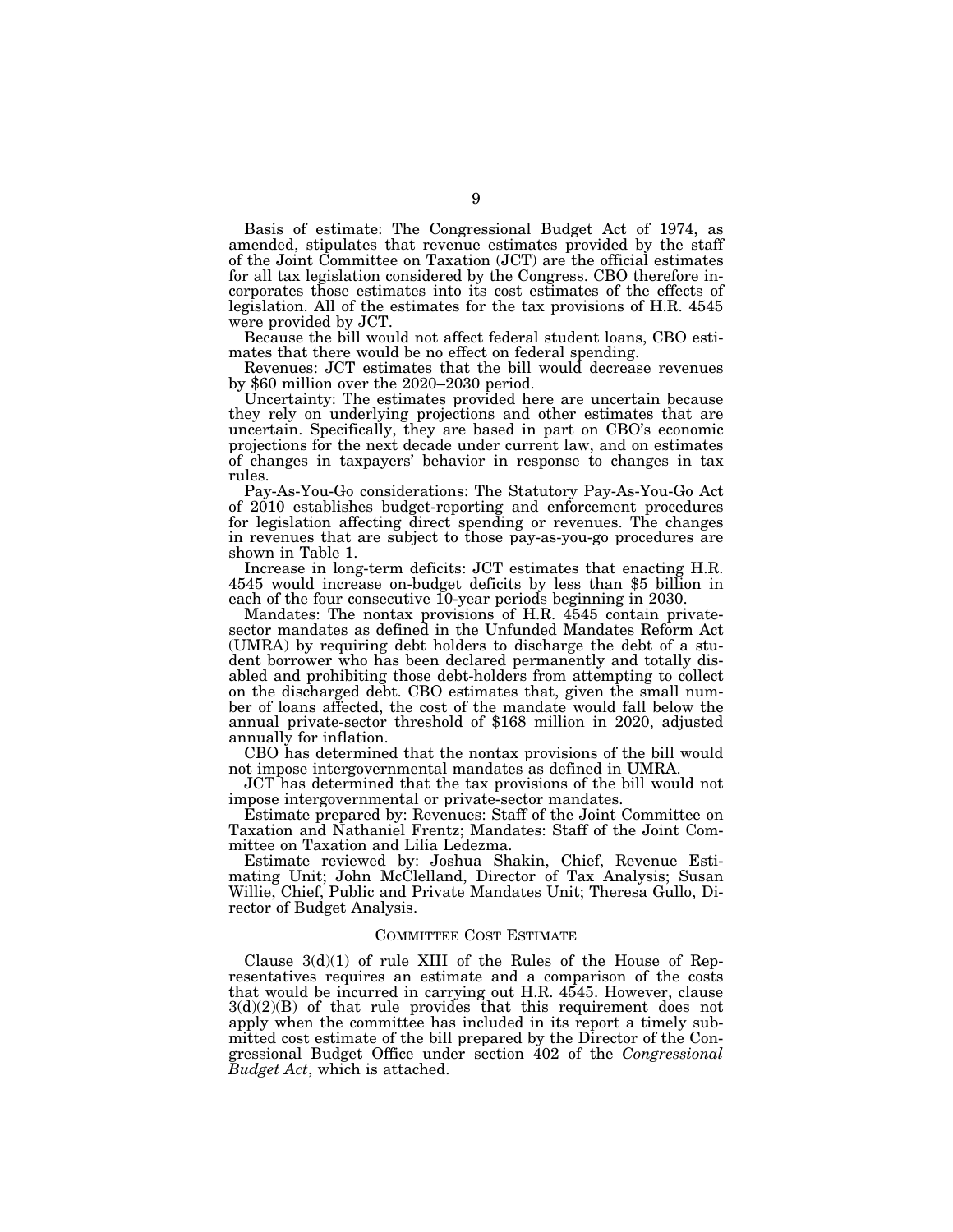Basis of estimate: The Congressional Budget Act of 1974, as amended, stipulates that revenue estimates provided by the staff of the Joint Committee on Taxation (JCT) are the official estimates for all tax legislation considered by the Congress. CBO therefore incorporates those estimates into its cost estimates of the effects of legislation. All of the estimates for the tax provisions of H.R. 4545 were provided by JCT.

Because the bill would not affect federal student loans, CBO estimates that there would be no effect on federal spending.

Revenues: JCT estimates that the bill would decrease revenues by $60 million over the 2020–2030 period.

Uncertainty: The estimates provided here are uncertain because they rely on underlying projections and other estimates that are uncertain. Specifically, they are based in part on CBO's economic projections for the next decade under current law, and on estimates of changes in taxpayers' behavior in response to changes in tax rules.

Pay-As-You-Go considerations: The Statutory Pay-As-You-Go Act of 2010 establishes budget-reporting and enforcement procedures for legislation affecting direct spending or revenues. The changes in revenues that are subject to those pay-as-you-go procedures are shown in Table 1.

Increase in long-term deficits: JCT estimates that enacting H.R. 4545 would increase on-budget deficits by less than $5 billion in each of the four consecutive 10-year periods beginning in 2030.

Mandates: The nontax provisions of H.R. 4545 contain private-sector mandates as defined in the Unfunded Mandates Reform Act (UMRA) by requiring debt holders to discharge the debt of a student borrower who has been declared permanently and totally disabled and prohibiting those debt-holders from attempting to collect on the discharged debt. CBO estimates that, given the small number of loans affected, the cost of the mandate would fall below the annual private-sector threshold of $168 million in 2020, adjusted annually for inflation.

CBO has determined that the nontax provisions of the bill would not impose intergovernmental mandates as defined in UMRA.

JCT has determined that the tax provisions of the bill would not impose intergovernmental or private-sector mandates.

Estimate prepared by: Revenues: Staff of the Joint Committee on Taxation and Nathaniel Frentz; Mandates: Staff of the Joint Committee on Taxation and Lilia Ledezma.

Estimate reviewed by: Joshua Shakin, Chief, Revenue Estimating Unit; John McClelland, Director of Tax Analysis; Susan Willie, Chief, Public and Private Mandates Unit; Theresa Gullo, Director of Budget Analysis.

## Committee Cost Estimate

Clause 3(d)(1) of rule XIII of the Rules of the House of Representatives requires an estimate and a comparison of the costs that would be incurred in carrying out H.R. 4545. However, clause 3(d)(2)(B) of that rule provides that this requirement does not apply when the committee has included in its report a timely submitted cost estimate of the bill prepared by the Director of the Congressional Budget Office under section 402 of the *Congressional Budget Act*, which is attached.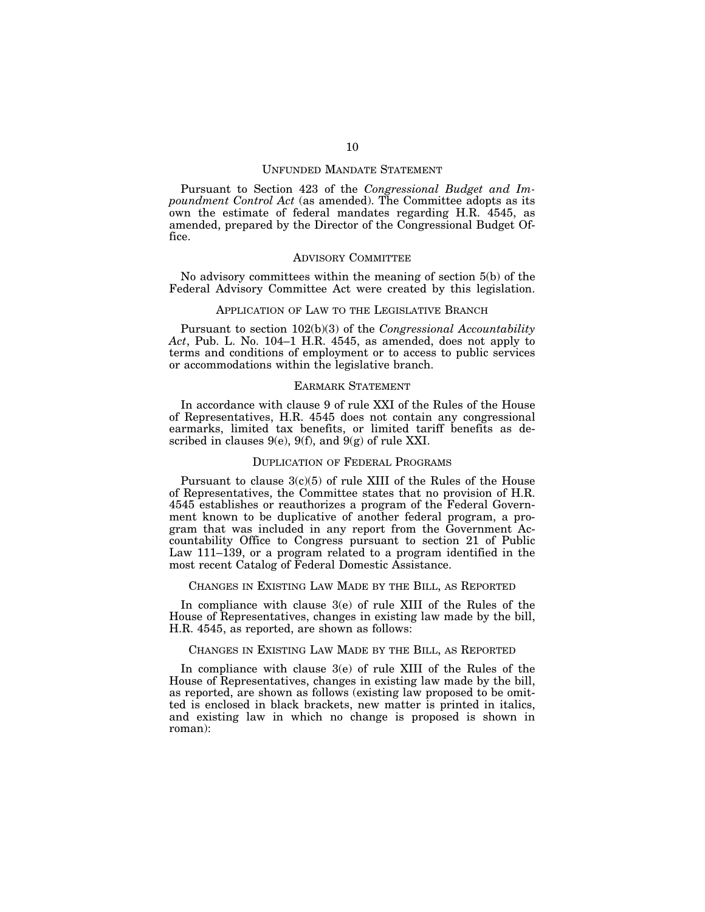## UNFUNDED MANDATE STATEMENT

Pursuant to Section 423 of the *Congressional Budget and Impoundment Control Act* (as amended). The Committee adopts as its own the estimate of federal mandates regarding H.R. 4545, as amended, prepared by the Director of the Congressional Budget Office.

## ADVISORY COMMITTEE

No advisory committees within the meaning of section 5(b) of the Federal Advisory Committee Act were created by this legislation.

## APPLICATION OF LAW TO THE LEGISLATIVE BRANCH

Pursuant to section 102(b)(3) of the *Congressional Accountability Act*, Pub. L. No. 104–1 H.R. 4545, as amended, does not apply to terms and conditions of employment or to access to public services or accommodations within the legislative branch.

## EARMARK STATEMENT

In accordance with clause 9 of rule XXI of the Rules of the House of Representatives, H.R. 4545 does not contain any congressional earmarks, limited tax benefits, or limited tariff benefits as described in clauses 9(e), 9(f), and 9(g) of rule XXI.

## DUPLICATION OF FEDERAL PROGRAMS

Pursuant to clause 3(c)(5) of rule XIII of the Rules of the House of Representatives, the Committee states that no provision of H.R. 4545 establishes or reauthorizes a program of the Federal Government known to be duplicative of another federal program, a program that was included in any report from the Government Accountability Office to Congress pursuant to section 21 of Public Law 111–139, or a program related to a program identified in the most recent Catalog of Federal Domestic Assistance.

## CHANGES IN EXISTING LAW MADE BY THE BILL, AS REPORTED

In compliance with clause 3(e) of rule XIII of the Rules of the House of Representatives, changes in existing law made by the bill, H.R. 4545, as reported, are shown as follows:

## CHANGES IN EXISTING LAW MADE BY THE BILL, AS REPORTED

In compliance with clause 3(e) of rule XIII of the Rules of the House of Representatives, changes in existing law made by the bill, as reported, are shown as follows (existing law proposed to be omitted is enclosed in black brackets, new matter is printed in italics, and existing law in which no change is proposed is shown in roman):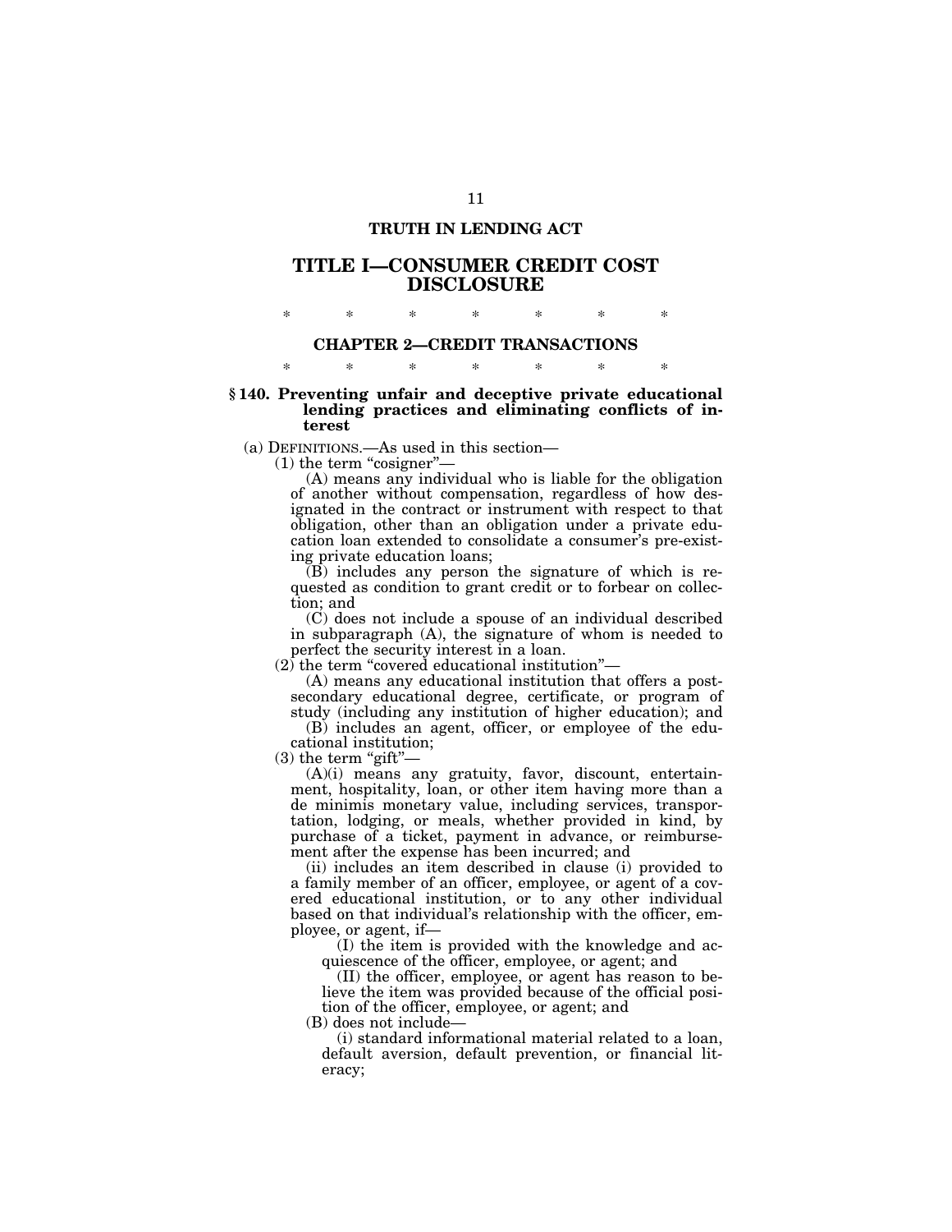## TRUTH IN LENDING ACT

# TITLE I—CONSUMER CREDIT COST DISCLOSURE

\* \* \* \* \* \* \*

## CHAPTER 2—CREDIT TRANSACTIONS

\* \* \* \* \* \* \*

### § 140. Preventing unfair and deceptive private educational lending practices and eliminating conflicts of interest

(a) DEFINITIONS.—As used in this section—

(1) the term "cosigner"—

(A) means any individual who is liable for the obligation of another without compensation, regardless of how designated in the contract or instrument with respect to that obligation, other than an obligation under a private education loan extended to consolidate a consumer's pre-existing private education loans;

(B) includes any person the signature of which is requested as condition to grant credit or to forbear on collection; and

(C) does not include a spouse of an individual described in subparagraph (A), the signature of whom is needed to perfect the security interest in a loan.

(2) the term "covered educational institution"—

(A) means any educational institution that offers a postsecondary educational degree, certificate, or program of study (including any institution of higher education); and

(B) includes an agent, officer, or employee of the educational institution;

(3) the term "gift"—

(A)(i) means any gratuity, favor, discount, entertainment, hospitality, loan, or other item having more than a de minimis monetary value, including services, transportation, lodging, or meals, whether provided in kind, by purchase of a ticket, payment in advance, or reimbursement after the expense has been incurred; and

(ii) includes an item described in clause (i) provided to a family member of an officer, employee, or agent of a covered educational institution, or to any other individual based on that individual's relationship with the officer, employee, or agent, if—

(I) the item is provided with the knowledge and acquiescence of the officer, employee, or agent; and

(II) the officer, employee, or agent has reason to believe the item was provided because of the official position of the officer, employee, or agent; and

(B) does not include—

(i) standard informational material related to a loan, default aversion, default prevention, or financial literacy;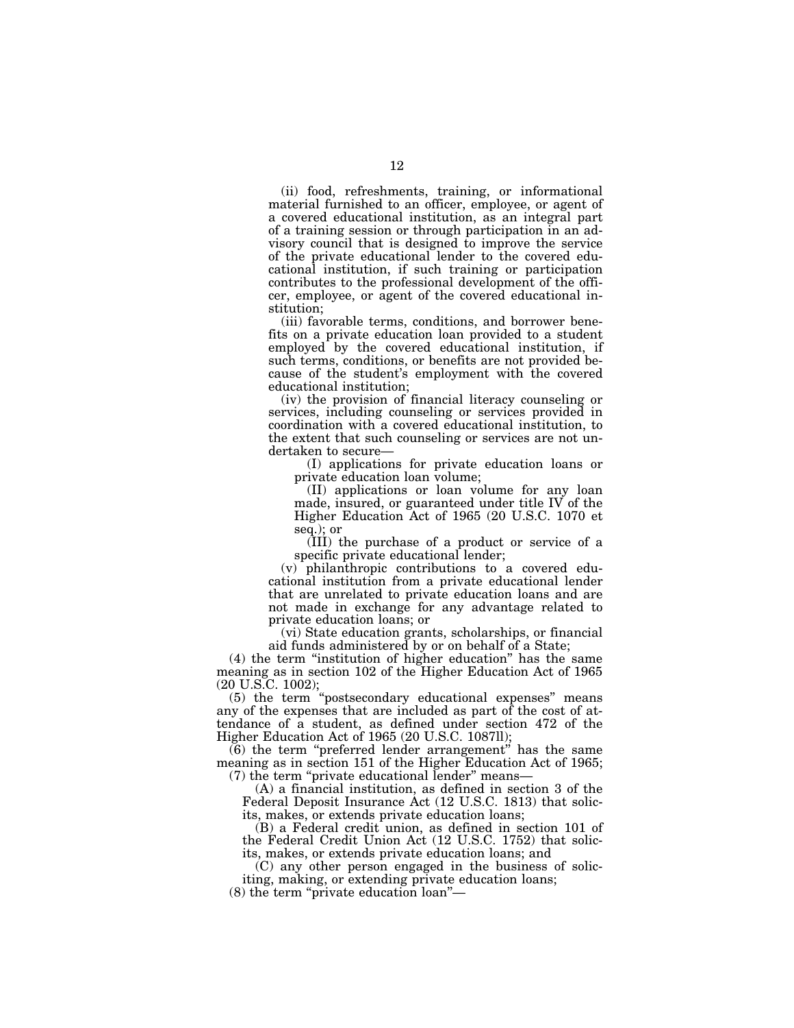(ii) food, refreshments, training, or informational material furnished to an officer, employee, or agent of a covered educational institution, as an integral part of a training session or through participation in an advisory council that is designed to improve the service of the private educational lender to the covered educational institution, if such training or participation contributes to the professional development of the officer, employee, or agent of the covered educational institution;

(iii) favorable terms, conditions, and borrower benefits on a private education loan provided to a student employed by the covered educational institution, if such terms, conditions, or benefits are not provided because of the student's employment with the covered educational institution;

(iv) the provision of financial literacy counseling or services, including counseling or services provided in coordination with a covered educational institution, to the extent that such counseling or services are not undertaken to secure—

(I) applications for private education loans or private education loan volume;

(II) applications or loan volume for any loan made, insured, or guaranteed under title IV of the Higher Education Act of 1965 (20 U.S.C. 1070 et seq.); or

(III) the purchase of a product or service of a specific private educational lender;

(v) philanthropic contributions to a covered educational institution from a private educational lender that are unrelated to private education loans and are not made in exchange for any advantage related to private education loans; or

(vi) State education grants, scholarships, or financial aid funds administered by or on behalf of a State;

(4) the term "institution of higher education" has the same meaning as in section 102 of the Higher Education Act of 1965 (20 U.S.C. 1002);

(5) the term "postsecondary educational expenses" means any of the expenses that are included as part of the cost of attendance of a student, as defined under section 472 of the Higher Education Act of 1965 (20 U.S.C. 1087ll);

(6) the term "preferred lender arrangement" has the same meaning as in section 151 of the Higher Education Act of 1965;

(7) the term "private educational lender" means—

(A) a financial institution, as defined in section 3 of the Federal Deposit Insurance Act (12 U.S.C. 1813) that solicits, makes, or extends private education loans;

(B) a Federal credit union, as defined in section 101 of the Federal Credit Union Act (12 U.S.C. 1752) that solicits, makes, or extends private education loans; and

(C) any other person engaged in the business of soliciting, making, or extending private education loans;

(8) the term "private education loan"—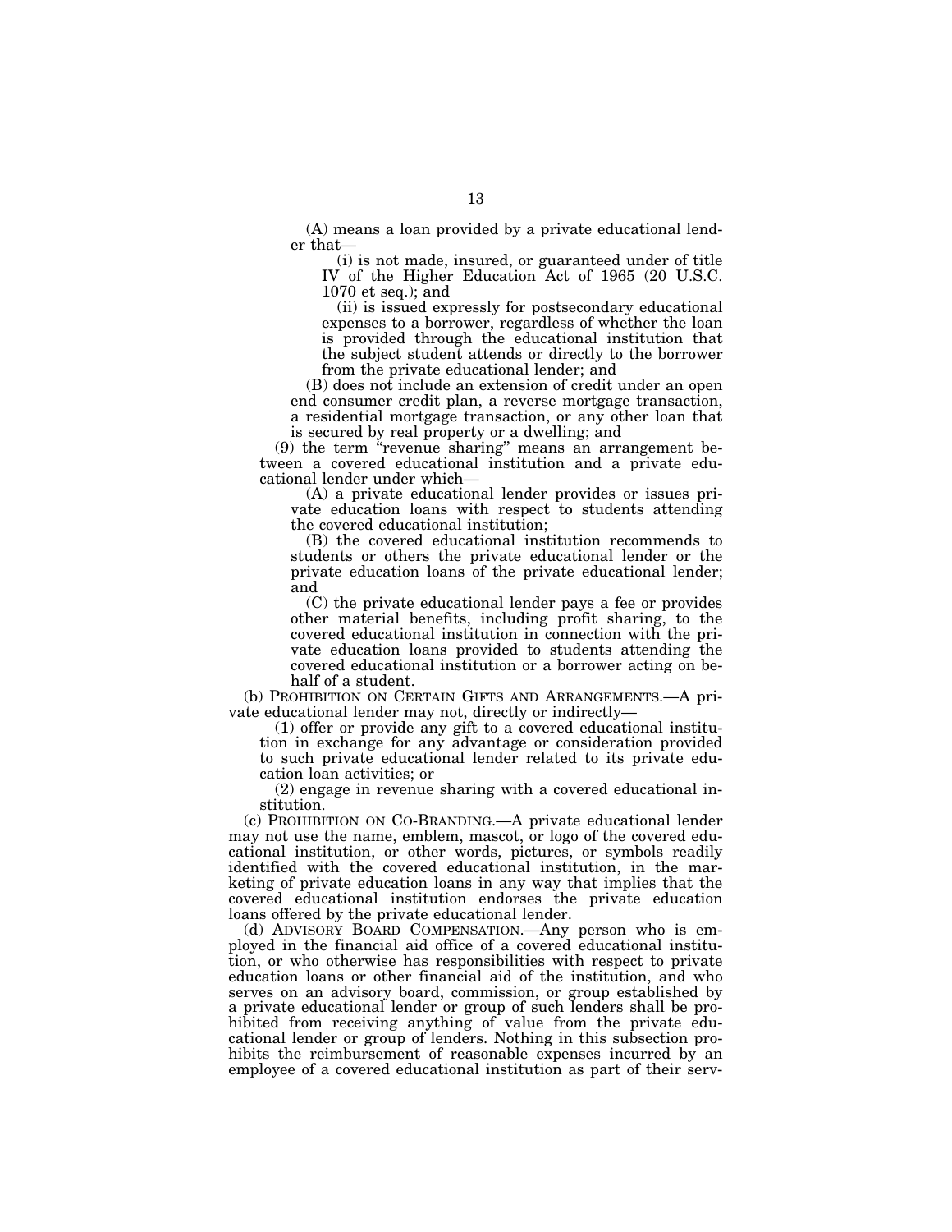(A) means a loan provided by a private educational lender that—

(i) is not made, insured, or guaranteed under of title IV of the Higher Education Act of 1965 (20 U.S.C. 1070 et seq.); and

(ii) is issued expressly for postsecondary educational expenses to a borrower, regardless of whether the loan is provided through the educational institution that the subject student attends or directly to the borrower from the private educational lender; and

(B) does not include an extension of credit under an open end consumer credit plan, a reverse mortgage transaction, a residential mortgage transaction, or any other loan that is secured by real property or a dwelling; and

(9) the term "revenue sharing" means an arrangement between a covered educational institution and a private educational lender under which—

(A) a private educational lender provides or issues private education loans with respect to students attending the covered educational institution;

(B) the covered educational institution recommends to students or others the private educational lender or the private education loans of the private educational lender; and

(C) the private educational lender pays a fee or provides other material benefits, including profit sharing, to the covered educational institution in connection with the private education loans provided to students attending the covered educational institution or a borrower acting on behalf of a student.

(b) PROHIBITION ON CERTAIN GIFTS AND ARRANGEMENTS.—A private educational lender may not, directly or indirectly—

(1) offer or provide any gift to a covered educational institution in exchange for any advantage or consideration provided to such private educational lender related to its private education loan activities; or

(2) engage in revenue sharing with a covered educational institution.

(c) PROHIBITION ON CO-BRANDING.—A private educational lender may not use the name, emblem, mascot, or logo of the covered educational institution, or other words, pictures, or symbols readily identified with the covered educational institution, in the marketing of private education loans in any way that implies that the covered educational institution endorses the private education loans offered by the private educational lender.

(d) ADVISORY BOARD COMPENSATION.—Any person who is employed in the financial aid office of a covered educational institution, or who otherwise has responsibilities with respect to private education loans or other financial aid of the institution, and who serves on an advisory board, commission, or group established by a private educational lender or group of such lenders shall be prohibited from receiving anything of value from the private educational lender or group of lenders. Nothing in this subsection prohibits the reimbursement of reasonable expenses incurred by an employee of a covered educational institution as part of their serv-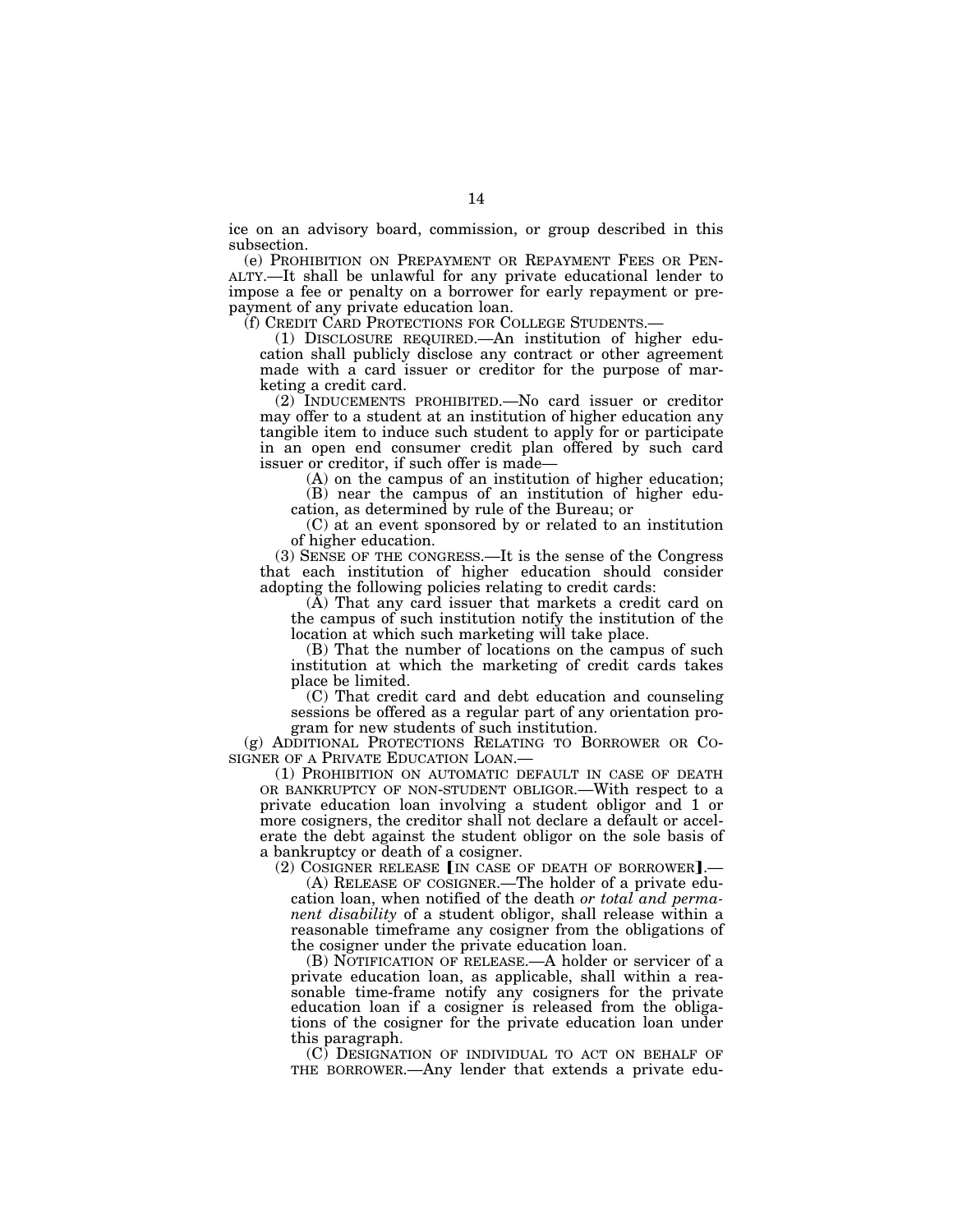ice on an advisory board, commission, or group described in this subsection.

(e) PROHIBITION ON PREPAYMENT OR REPAYMENT FEES OR PENALTY.—It shall be unlawful for any private educational lender to impose a fee or penalty on a borrower for early repayment or prepayment of any private education loan.

(f) CREDIT CARD PROTECTIONS FOR COLLEGE STUDENTS.—

(1) DISCLOSURE REQUIRED.—An institution of higher education shall publicly disclose any contract or other agreement made with a card issuer or creditor for the purpose of marketing a credit card.

(2) INDUCEMENTS PROHIBITED.—No card issuer or creditor may offer to a student at an institution of higher education any tangible item to induce such student to apply for or participate in an open end consumer credit plan offered by such card issuer or creditor, if such offer is made—

(A) on the campus of an institution of higher education;

(B) near the campus of an institution of higher education, as determined by rule of the Bureau; or

(C) at an event sponsored by or related to an institution of higher education.

(3) SENSE OF THE CONGRESS.—It is the sense of the Congress that each institution of higher education should consider adopting the following policies relating to credit cards:

(A) That any card issuer that markets a credit card on the campus of such institution notify the institution of the location at which such marketing will take place.

(B) That the number of locations on the campus of such institution at which the marketing of credit cards takes place be limited.

(C) That credit card and debt education and counseling sessions be offered as a regular part of any orientation program for new students of such institution.

(g) ADDITIONAL PROTECTIONS RELATING TO BORROWER OR COSIGNER OF A PRIVATE EDUCATION LOAN.—

(1) PROHIBITION ON AUTOMATIC DEFAULT IN CASE OF DEATH OR BANKRUPTCY OF NON-STUDENT OBLIGOR.—With respect to a private education loan involving a student obligor and 1 or more cosigners, the creditor shall not declare a default or accelerate the debt against the student obligor on the sole basis of a bankruptcy or death of a cosigner.

(2) COSIGNER RELEASE [IN CASE OF DEATH OF BORROWER].—

(A) RELEASE OF COSIGNER.—The holder of a private education loan, when notified of the death *or total and permanent disability* of a student obligor, shall release within a reasonable timeframe any cosigner from the obligations of the cosigner under the private education loan.

(B) NOTIFICATION OF RELEASE.—A holder or servicer of a private education loan, as applicable, shall within a reasonable time-frame notify any cosigners for the private education loan if a cosigner is released from the obligations of the cosigner for the private education loan under this paragraph.

(C) DESIGNATION OF INDIVIDUAL TO ACT ON BEHALF OF THE BORROWER.—Any lender that extends a private edu-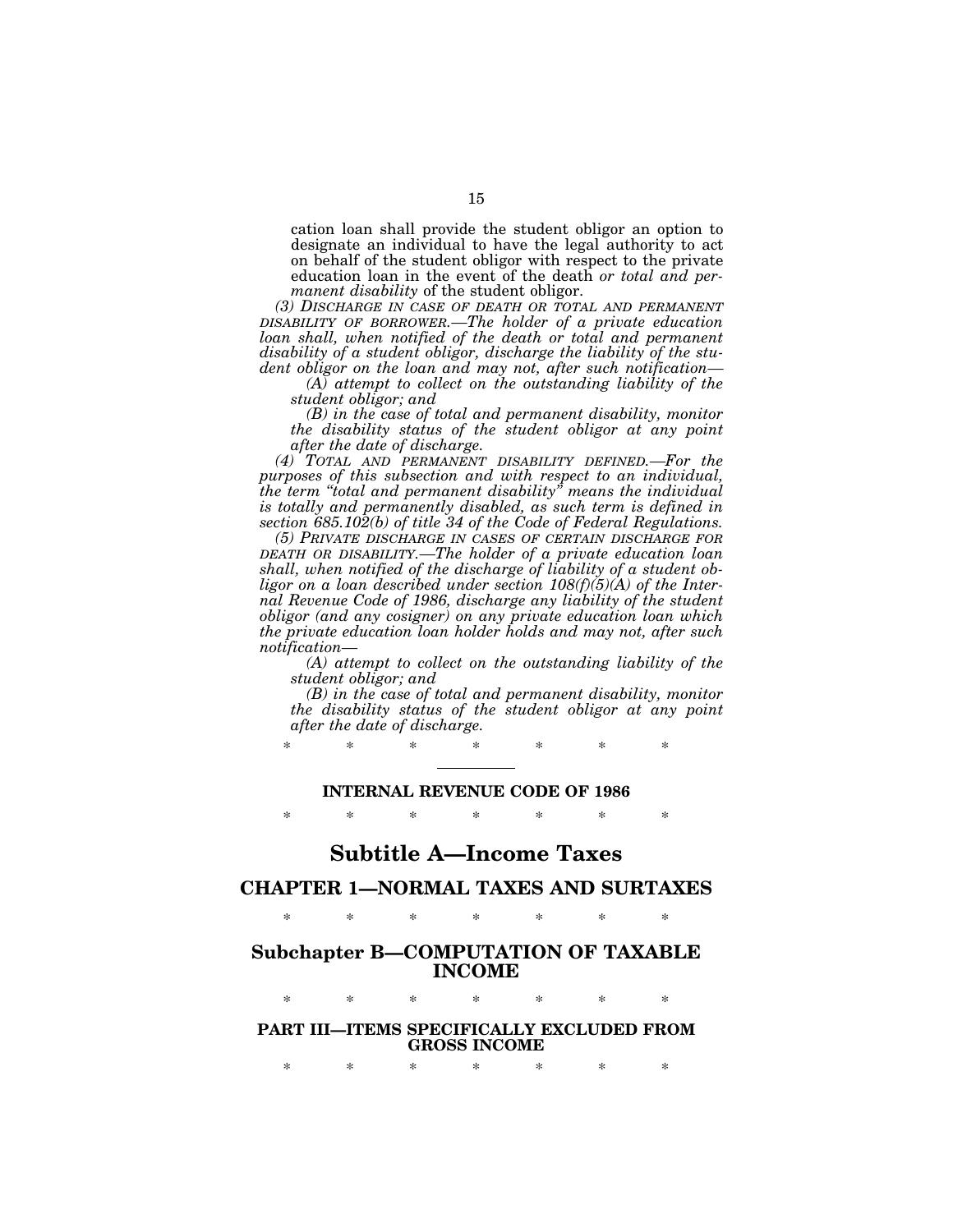cation loan shall provide the student obligor an option to designate an individual to have the legal authority to act on behalf of the student obligor with respect to the private education loan in the event of the death *or total and permanent disability* of the student obligor.

*(3) DISCHARGE IN CASE OF DEATH OR TOTAL AND PERMANENT DISABILITY OF BORROWER.—The holder of a private education loan shall, when notified of the death or total and permanent disability of a student obligor, discharge the liability of the student obligor on the loan and may not, after such notification—*

*(A) attempt to collect on the outstanding liability of the student obligor; and*

*(B) in the case of total and permanent disability, monitor the disability status of the student obligor at any point after the date of discharge.*

*(4) TOTAL AND PERMANENT DISABILITY DEFINED.—For the purposes of this subsection and with respect to an individual, the term "total and permanent disability" means the individual is totally and permanently disabled, as such term is defined in section 685.102(b) of title 34 of the Code of Federal Regulations.*

*(5) PRIVATE DISCHARGE IN CASES OF CERTAIN DISCHARGE FOR DEATH OR DISABILITY.—The holder of a private education loan shall, when notified of the discharge of liability of a student obligor on a loan described under section 108(f)(5)(A) of the Internal Revenue Code of 1986, discharge any liability of the student obligor (and any cosigner) on any private education loan which the private education loan holder holds and may not, after such notification—*

*(A) attempt to collect on the outstanding liability of the student obligor; and*

*(B) in the case of total and permanent disability, monitor the disability status of the student obligor at any point after the date of discharge.*

\* \* \* \* \* \* \*

---

**INTERNAL REVENUE CODE OF 1986**

\* \* \* \* \* \* \*

# Subtitle A—Income Taxes

## CHAPTER 1—NORMAL TAXES AND SURTAXES

\* \* \* \* \* \* \*

### Subchapter B—COMPUTATION OF TAXABLE INCOME

\* \* \* \* \* \* \*

#### PART III—ITEMS SPECIFICALLY EXCLUDED FROM GROSS INCOME

\* \* \* \* \* \* \*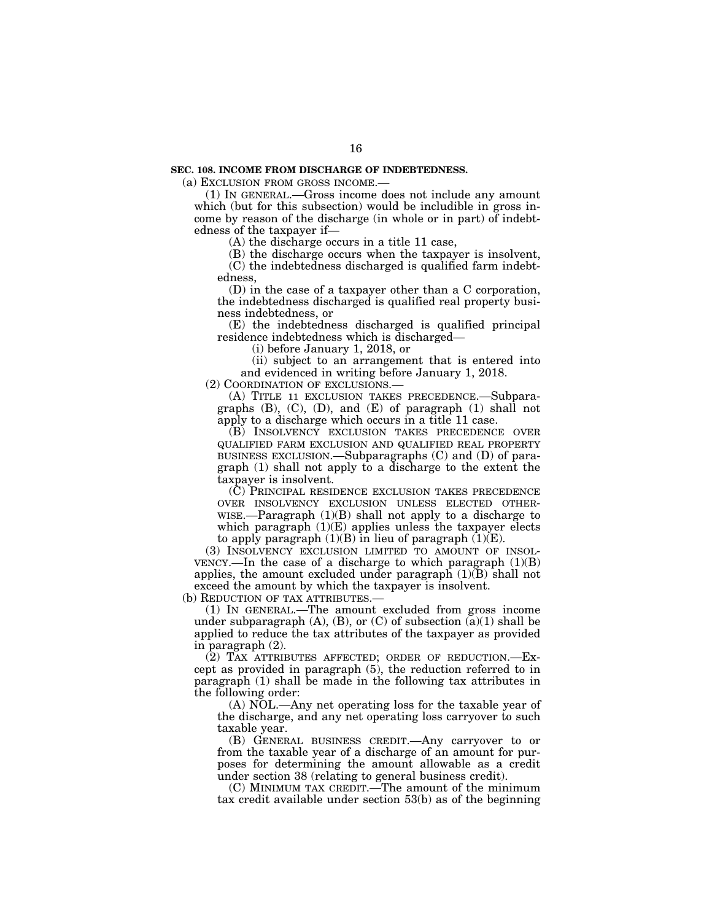**SEC. 108. INCOME FROM DISCHARGE OF INDEBTEDNESS.**

(a) EXCLUSION FROM GROSS INCOME.—

(1) IN GENERAL.—Gross income does not include any amount which (but for this subsection) would be includible in gross income by reason of the discharge (in whole or in part) of indebtedness of the taxpayer if—

(A) the discharge occurs in a title 11 case,

(B) the discharge occurs when the taxpayer is insolvent,

(C) the indebtedness discharged is qualified farm indebtedness,

(D) in the case of a taxpayer other than a C corporation, the indebtedness discharged is qualified real property business indebtedness, or

(E) the indebtedness discharged is qualified principal residence indebtedness which is discharged—

(i) before January 1, 2018, or

(ii) subject to an arrangement that is entered into and evidenced in writing before January 1, 2018.

(2) COORDINATION OF EXCLUSIONS.—

(A) TITLE 11 EXCLUSION TAKES PRECEDENCE.—Subparagraphs (B), (C), (D), and (E) of paragraph (1) shall not apply to a discharge which occurs in a title 11 case.

(B) INSOLVENCY EXCLUSION TAKES PRECEDENCE OVER QUALIFIED FARM EXCLUSION AND QUALIFIED REAL PROPERTY BUSINESS EXCLUSION.—Subparagraphs (C) and (D) of paragraph (1) shall not apply to a discharge to the extent the taxpayer is insolvent.

(C) PRINCIPAL RESIDENCE EXCLUSION TAKES PRECEDENCE OVER INSOLVENCY EXCLUSION UNLESS ELECTED OTHERWISE.—Paragraph (1)(B) shall not apply to a discharge to which paragraph (1)(E) applies unless the taxpayer elects to apply paragraph (1)(B) in lieu of paragraph (1)(E).

(3) INSOLVENCY EXCLUSION LIMITED TO AMOUNT OF INSOLVENCY.—In the case of a discharge to which paragraph (1)(B) applies, the amount excluded under paragraph (1)(B) shall not exceed the amount by which the taxpayer is insolvent.

(b) REDUCTION OF TAX ATTRIBUTES.—

(1) IN GENERAL.—The amount excluded from gross income under subparagraph (A), (B), or (C) of subsection (a)(1) shall be applied to reduce the tax attributes of the taxpayer as provided in paragraph (2).

(2) TAX ATTRIBUTES AFFECTED; ORDER OF REDUCTION.—Except as provided in paragraph (5), the reduction referred to in paragraph (1) shall be made in the following tax attributes in the following order:

(A) NOL.—Any net operating loss for the taxable year of the discharge, and any net operating loss carryover to such taxable year.

(B) GENERAL BUSINESS CREDIT.—Any carryover to or from the taxable year of a discharge of an amount for purposes for determining the amount allowable as a credit under section 38 (relating to general business credit).

(C) MINIMUM TAX CREDIT.—The amount of the minimum tax credit available under section 53(b) as of the beginning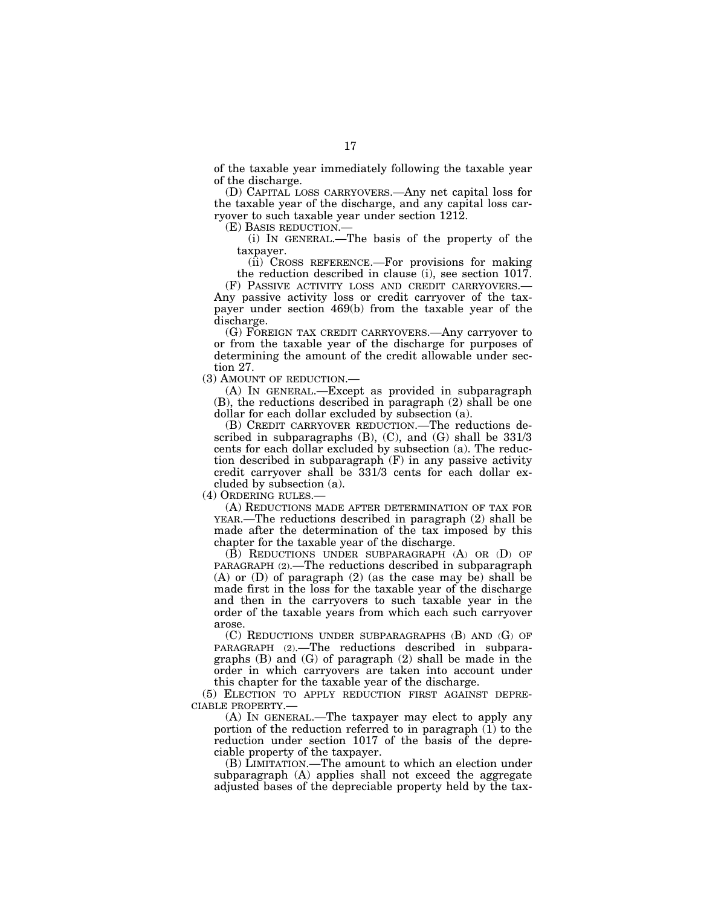of the taxable year immediately following the taxable year of the discharge.

(D) CAPITAL LOSS CARRYOVERS.—Any net capital loss for the taxable year of the discharge, and any capital loss carryover to such taxable year under section 1212.

(E) BASIS REDUCTION.—

(i) IN GENERAL.—The basis of the property of the taxpayer.

(ii) CROSS REFERENCE.—For provisions for making the reduction described in clause (i), see section 1017.

(F) PASSIVE ACTIVITY LOSS AND CREDIT CARRYOVERS.—Any passive activity loss or credit carryover of the taxpayer under section 469(b) from the taxable year of the discharge.

(G) FOREIGN TAX CREDIT CARRYOVERS.—Any carryover to or from the taxable year of the discharge for purposes of determining the amount of the credit allowable under section 27.

(3) AMOUNT OF REDUCTION.—

(A) IN GENERAL.—Except as provided in subparagraph (B), the reductions described in paragraph (2) shall be one dollar for each dollar excluded by subsection (a).

(B) CREDIT CARRYOVER REDUCTION.—The reductions described in subparagraphs (B), (C), and (G) shall be 331/3 cents for each dollar excluded by subsection (a). The reduction described in subparagraph (F) in any passive activity credit carryover shall be 331/3 cents for each dollar excluded by subsection (a).

(4) ORDERING RULES.—

(A) REDUCTIONS MADE AFTER DETERMINATION OF TAX FOR YEAR.—The reductions described in paragraph (2) shall be made after the determination of the tax imposed by this chapter for the taxable year of the discharge.

(B) REDUCTIONS UNDER SUBPARAGRAPH (A) OR (D) OF PARAGRAPH (2).—The reductions described in subparagraph (A) or (D) of paragraph (2) (as the case may be) shall be made first in the loss for the taxable year of the discharge and then in the carryovers to such taxable year in the order of the taxable years from which each such carryover arose.

(C) REDUCTIONS UNDER SUBPARAGRAPHS (B) AND (G) OF PARAGRAPH (2).—The reductions described in subparagraphs (B) and (G) of paragraph (2) shall be made in the order in which carryovers are taken into account under this chapter for the taxable year of the discharge.

(5) ELECTION TO APPLY REDUCTION FIRST AGAINST DEPRECIABLE PROPERTY.—

(A) IN GENERAL.—The taxpayer may elect to apply any portion of the reduction referred to in paragraph (1) to the reduction under section 1017 of the basis of the depreciable property of the taxpayer.

(B) LIMITATION.—The amount to which an election under subparagraph (A) applies shall not exceed the aggregate adjusted bases of the depreciable property held by the tax-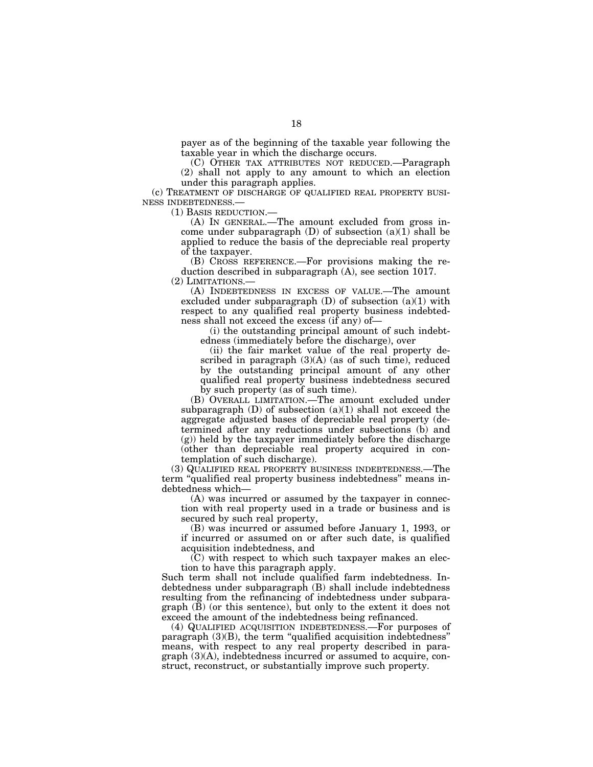payer as of the beginning of the taxable year following the taxable year in which the discharge occurs.

(C) OTHER TAX ATTRIBUTES NOT REDUCED.—Paragraph (2) shall not apply to any amount to which an election under this paragraph applies.

(c) TREATMENT OF DISCHARGE OF QUALIFIED REAL PROPERTY BUSINESS INDEBTEDNESS.—

(1) BASIS REDUCTION.—

(A) IN GENERAL.—The amount excluded from gross income under subparagraph (D) of subsection (a)(1) shall be applied to reduce the basis of the depreciable real property of the taxpayer.

(B) CROSS REFERENCE.—For provisions making the reduction described in subparagraph (A), see section 1017.

(2) LIMITATIONS.—

(A) INDEBTEDNESS IN EXCESS OF VALUE.—The amount excluded under subparagraph (D) of subsection (a)(1) with respect to any qualified real property business indebtedness shall not exceed the excess (if any) of—

(i) the outstanding principal amount of such indebtedness (immediately before the discharge), over

(ii) the fair market value of the real property described in paragraph (3)(A) (as of such time), reduced by the outstanding principal amount of any other qualified real property business indebtedness secured by such property (as of such time).

(B) OVERALL LIMITATION.—The amount excluded under subparagraph (D) of subsection (a)(1) shall not exceed the aggregate adjusted bases of depreciable real property (determined after any reductions under subsections (b) and (g)) held by the taxpayer immediately before the discharge (other than depreciable real property acquired in contemplation of such discharge).

(3) QUALIFIED REAL PROPERTY BUSINESS INDEBTEDNESS.—The term "qualified real property business indebtedness" means indebtedness which—

(A) was incurred or assumed by the taxpayer in connection with real property used in a trade or business and is secured by such real property,

(B) was incurred or assumed before January 1, 1993, or if incurred or assumed on or after such date, is qualified acquisition indebtedness, and

(C) with respect to which such taxpayer makes an election to have this paragraph apply.

Such term shall not include qualified farm indebtedness. Indebtedness under subparagraph (B) shall include indebtedness resulting from the refinancing of indebtedness under subparagraph (B) (or this sentence), but only to the extent it does not exceed the amount of the indebtedness being refinanced.

(4) QUALIFIED ACQUISITION INDEBTEDNESS.—For purposes of paragraph (3)(B), the term "qualified acquisition indebtedness" means, with respect to any real property described in paragraph (3)(A), indebtedness incurred or assumed to acquire, construct, reconstruct, or substantially improve such property.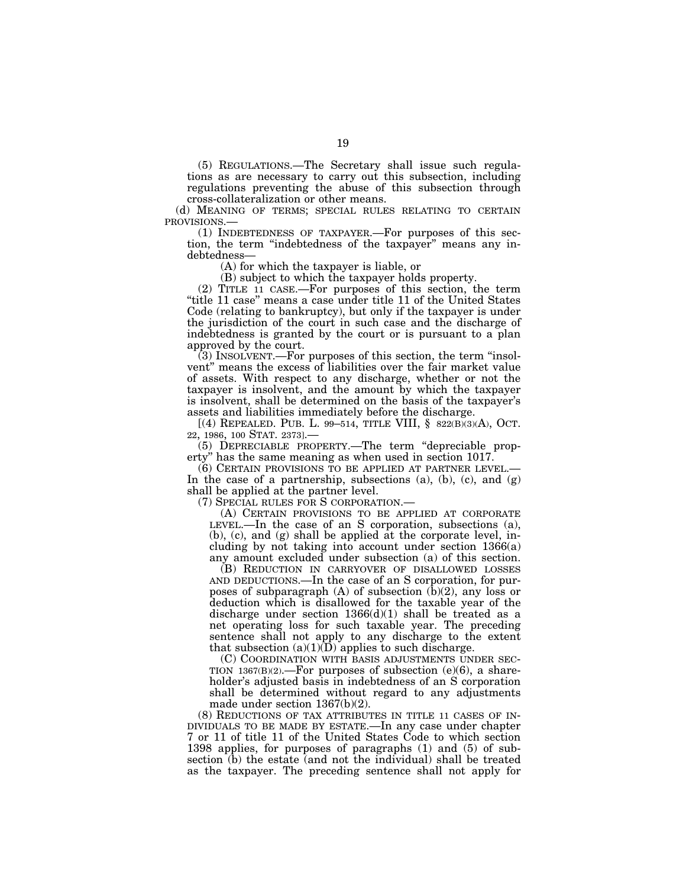(5) REGULATIONS.—The Secretary shall issue such regulations as are necessary to carry out this subsection, including regulations preventing the abuse of this subsection through cross-collateralization or other means.

(d) MEANING OF TERMS; SPECIAL RULES RELATING TO CERTAIN PROVISIONS.—

(1) INDEBTEDNESS OF TAXPAYER.—For purposes of this section, the term "indebtedness of the taxpayer" means any indebtedness—

(A) for which the taxpayer is liable, or

(B) subject to which the taxpayer holds property.

(2) TITLE 11 CASE.—For purposes of this section, the term "title 11 case" means a case under title 11 of the United States Code (relating to bankruptcy), but only if the taxpayer is under the jurisdiction of the court in such case and the discharge of indebtedness is granted by the court or is pursuant to a plan approved by the court.

(3) INSOLVENT.—For purposes of this section, the term "insolvent" means the excess of liabilities over the fair market value of assets. With respect to any discharge, whether or not the taxpayer is insolvent, and the amount by which the taxpayer is insolvent, shall be determined on the basis of the taxpayer's assets and liabilities immediately before the discharge.

[(4) REPEALED. PUB. L. 99–514, TITLE VIII, § 822(B)(3)(A), OCT. 22, 1986, 100 STAT. 2373].—

(5) DEPRECIABLE PROPERTY.—The term "depreciable property" has the same meaning as when used in section 1017.

(6) CERTAIN PROVISIONS TO BE APPLIED AT PARTNER LEVEL.—In the case of a partnership, subsections (a), (b), (c), and (g) shall be applied at the partner level.

(7) SPECIAL RULES FOR S CORPORATION.—

(A) CERTAIN PROVISIONS TO BE APPLIED AT CORPORATE LEVEL.—In the case of an S corporation, subsections (a), (b), (c), and (g) shall be applied at the corporate level, including by not taking into account under section 1366(a) any amount excluded under subsection (a) of this section.

(B) REDUCTION IN CARRYOVER OF DISALLOWED LOSSES AND DEDUCTIONS.—In the case of an S corporation, for purposes of subparagraph (A) of subsection (b)(2), any loss or deduction which is disallowed for the taxable year of the discharge under section 1366(d)(1) shall be treated as a net operating loss for such taxable year. The preceding sentence shall not apply to any discharge to the extent that subsection (a)(1)(D) applies to such discharge.

(C) COORDINATION WITH BASIS ADJUSTMENTS UNDER SECTION 1367(B)(2).—For purposes of subsection (e)(6), a shareholder's adjusted basis in indebtedness of an S corporation shall be determined without regard to any adjustments made under section 1367(b)(2).

(8) REDUCTIONS OF TAX ATTRIBUTES IN TITLE 11 CASES OF INDIVIDUALS TO BE MADE BY ESTATE.—In any case under chapter 7 or 11 of title 11 of the United States Code to which section 1398 applies, for purposes of paragraphs (1) and (5) of subsection (b) the estate (and not the individual) shall be treated as the taxpayer. The preceding sentence shall not apply for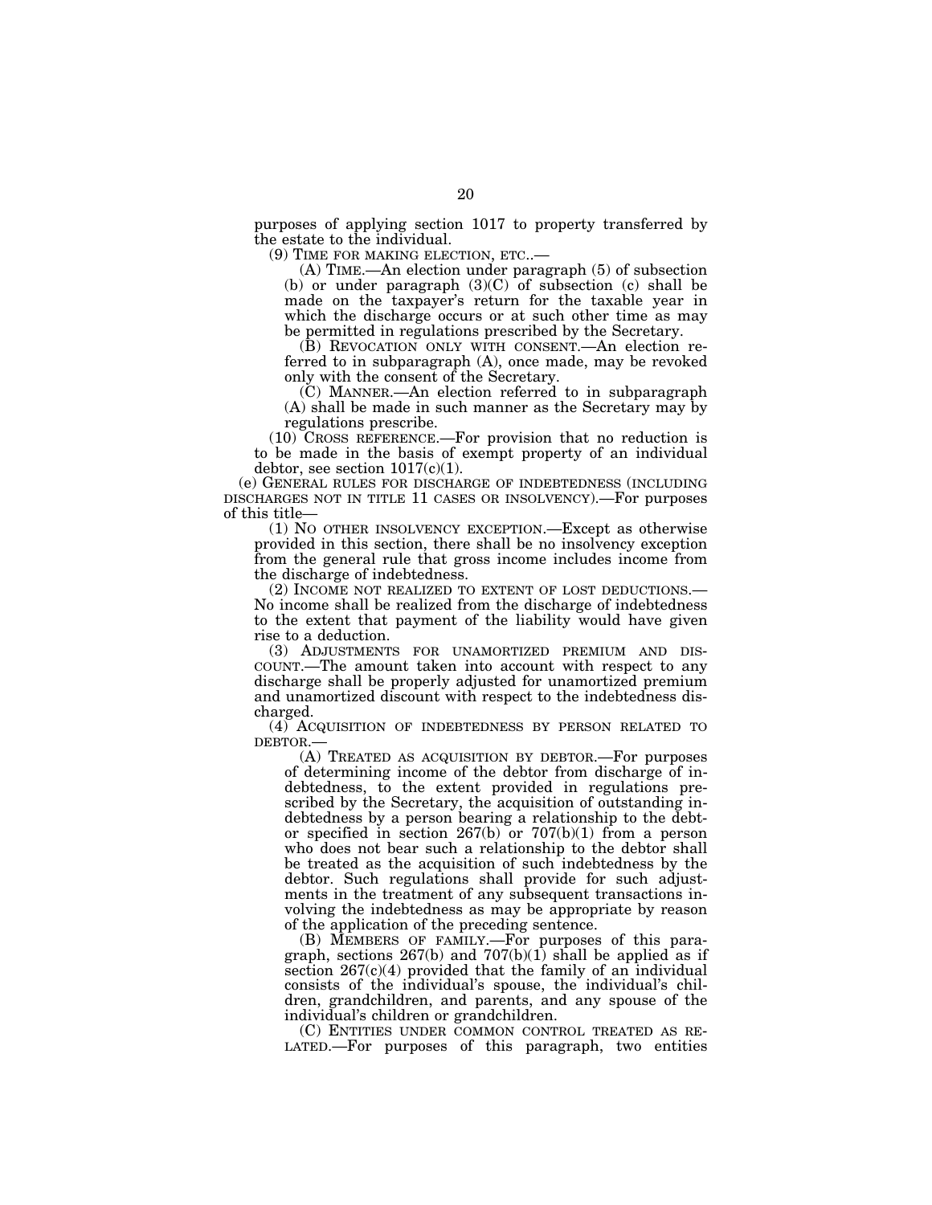purposes of applying section 1017 to property transferred by the estate to the individual.

(9) TIME FOR MAKING ELECTION, ETC..—

(A) TIME.—An election under paragraph (5) of subsection (b) or under paragraph (3)(C) of subsection (c) shall be made on the taxpayer's return for the taxable year in which the discharge occurs or at such other time as may be permitted in regulations prescribed by the Secretary.

(B) REVOCATION ONLY WITH CONSENT.—An election referred to in subparagraph (A), once made, may be revoked only with the consent of the Secretary.

(C) MANNER.—An election referred to in subparagraph (A) shall be made in such manner as the Secretary may by regulations prescribe.

(10) CROSS REFERENCE.—For provision that no reduction is to be made in the basis of exempt property of an individual debtor, see section 1017(c)(1).

(e) GENERAL RULES FOR DISCHARGE OF INDEBTEDNESS (INCLUDING DISCHARGES NOT IN TITLE 11 CASES OR INSOLVENCY).—For purposes of this title—

(1) NO OTHER INSOLVENCY EXCEPTION.—Except as otherwise provided in this section, there shall be no insolvency exception from the general rule that gross income includes income from the discharge of indebtedness.

(2) INCOME NOT REALIZED TO EXTENT OF LOST DEDUCTIONS.—No income shall be realized from the discharge of indebtedness to the extent that payment of the liability would have given rise to a deduction.

(3) ADJUSTMENTS FOR UNAMORTIZED PREMIUM AND DISCOUNT.—The amount taken into account with respect to any discharge shall be properly adjusted for unamortized premium and unamortized discount with respect to the indebtedness discharged.

(4) ACQUISITION OF INDEBTEDNESS BY PERSON RELATED TO DEBTOR.—

(A) TREATED AS ACQUISITION BY DEBTOR.—For purposes of determining income of the debtor from discharge of indebtedness, to the extent provided in regulations prescribed by the Secretary, the acquisition of outstanding indebtedness by a person bearing a relationship to the debtor specified in section 267(b) or 707(b)(1) from a person who does not bear such a relationship to the debtor shall be treated as the acquisition of such indebtedness by the debtor. Such regulations shall provide for such adjustments in the treatment of any subsequent transactions involving the indebtedness as may be appropriate by reason of the application of the preceding sentence.

(B) MEMBERS OF FAMILY.—For purposes of this paragraph, sections 267(b) and 707(b)(1) shall be applied as if section 267(c)(4) provided that the family of an individual consists of the individual's spouse, the individual's children, grandchildren, and parents, and any spouse of the individual's children or grandchildren.

(C) ENTITIES UNDER COMMON CONTROL TREATED AS RELATED.—For purposes of this paragraph, two entities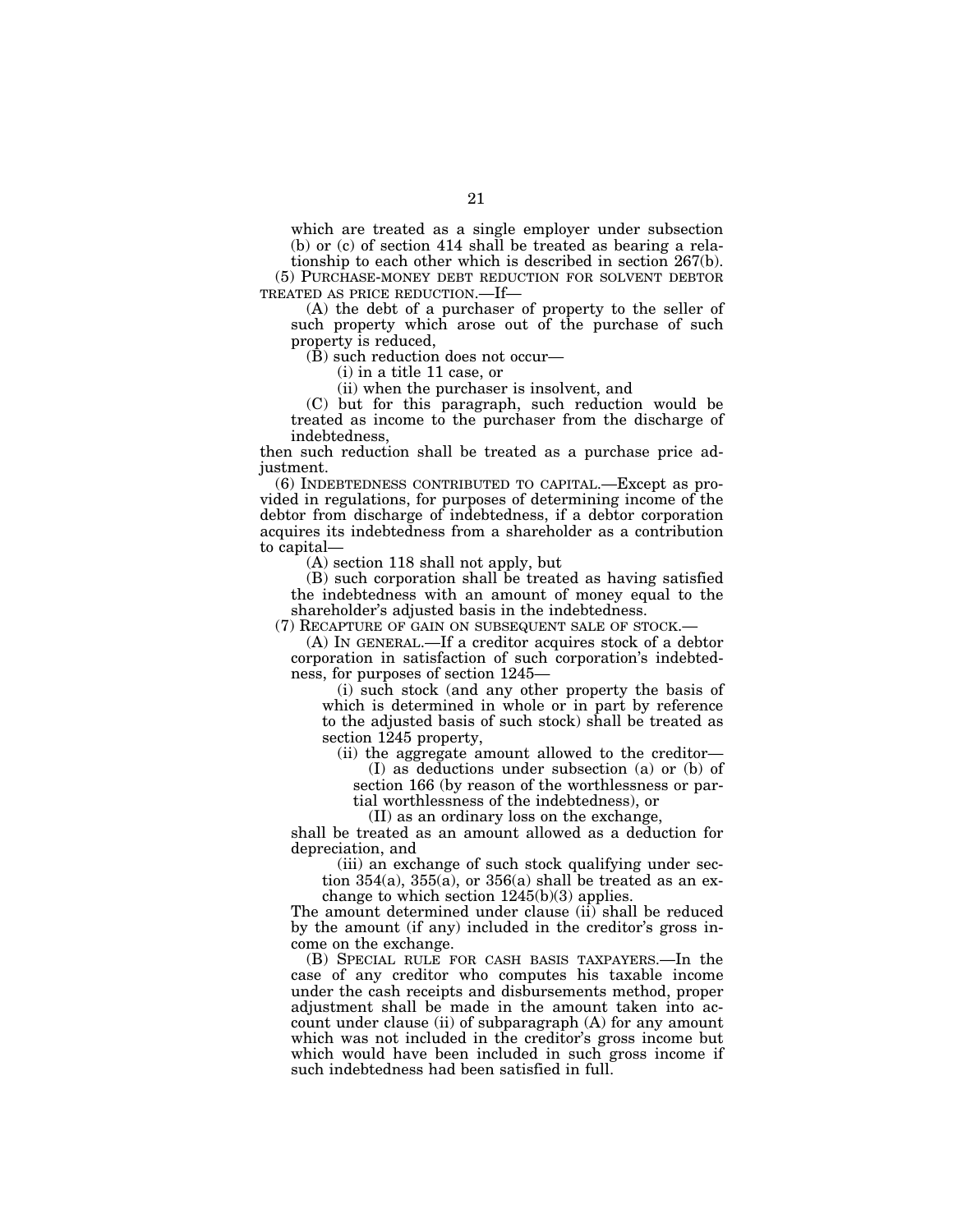which are treated as a single employer under subsection (b) or (c) of section 414 shall be treated as bearing a relationship to each other which is described in section 267(b).

(5) PURCHASE-MONEY DEBT REDUCTION FOR SOLVENT DEBTOR TREATED AS PRICE REDUCTION.—If—

(A) the debt of a purchaser of property to the seller of such property which arose out of the purchase of such property is reduced,

(B) such reduction does not occur—

(i) in a title 11 case, or

(ii) when the purchaser is insolvent, and

(C) but for this paragraph, such reduction would be treated as income to the purchaser from the discharge of indebtedness,

then such reduction shall be treated as a purchase price adjustment.

(6) INDEBTEDNESS CONTRIBUTED TO CAPITAL.—Except as provided in regulations, for purposes of determining income of the debtor from discharge of indebtedness, if a debtor corporation acquires its indebtedness from a shareholder as a contribution to capital—

(A) section 118 shall not apply, but

(B) such corporation shall be treated as having satisfied the indebtedness with an amount of money equal to the shareholder's adjusted basis in the indebtedness.

(7) RECAPTURE OF GAIN ON SUBSEQUENT SALE OF STOCK.—

(A) IN GENERAL.—If a creditor acquires stock of a debtor corporation in satisfaction of such corporation's indebtedness, for purposes of section 1245—

(i) such stock (and any other property the basis of which is determined in whole or in part by reference to the adjusted basis of such stock) shall be treated as section 1245 property,

(ii) the aggregate amount allowed to the creditor—

(I) as deductions under subsection (a) or (b) of section 166 (by reason of the worthlessness or partial worthlessness of the indebtedness), or

(II) as an ordinary loss on the exchange,

shall be treated as an amount allowed as a deduction for depreciation, and

(iii) an exchange of such stock qualifying under section 354(a), 355(a), or 356(a) shall be treated as an exchange to which section 1245(b)(3) applies.

The amount determined under clause (ii) shall be reduced by the amount (if any) included in the creditor's gross income on the exchange.

(B) SPECIAL RULE FOR CASH BASIS TAXPAYERS.—In the case of any creditor who computes his taxable income under the cash receipts and disbursements method, proper adjustment shall be made in the amount taken into account under clause (ii) of subparagraph (A) for any amount which was not included in the creditor's gross income but which would have been included in such gross income if such indebtedness had been satisfied in full.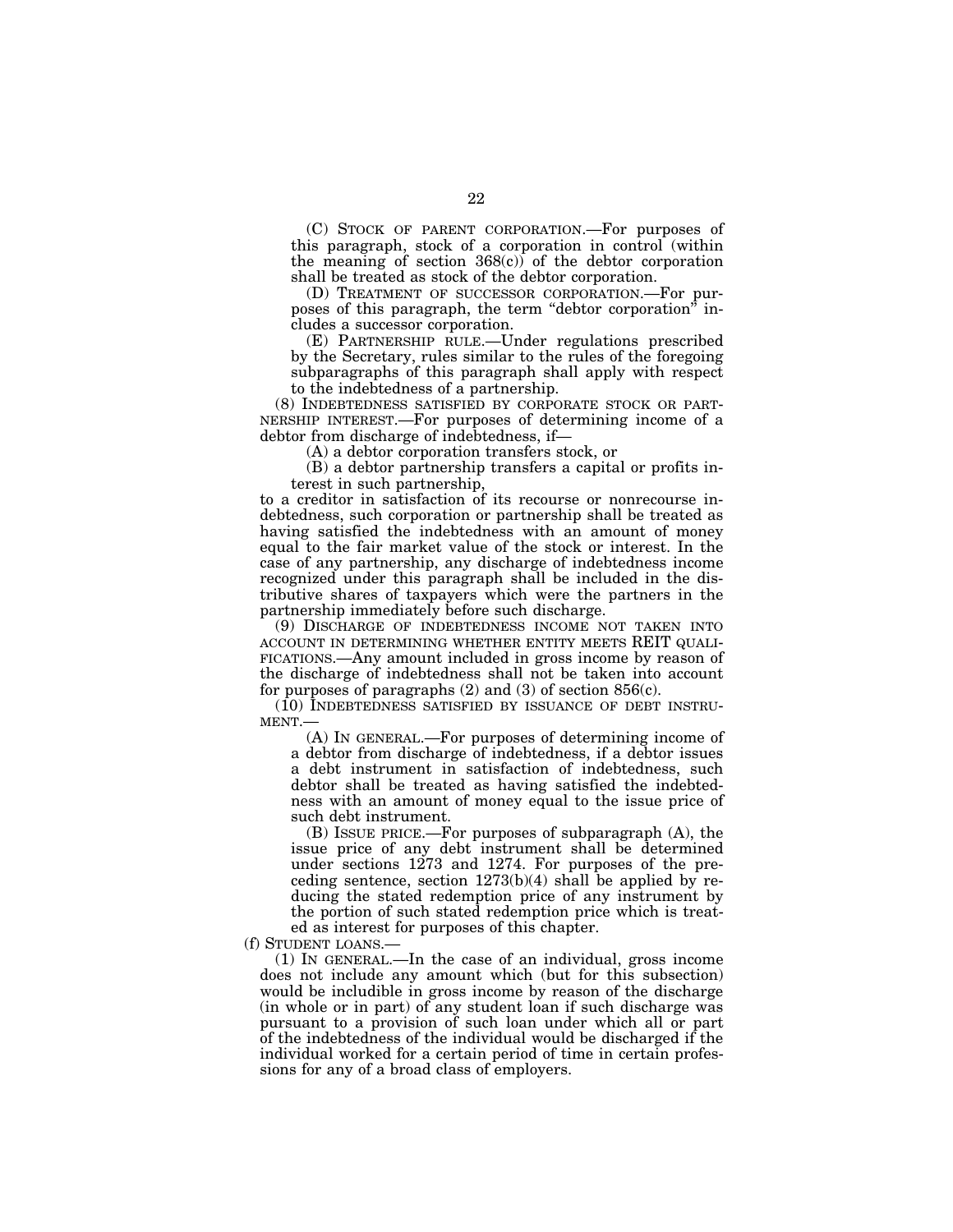(C) STOCK OF PARENT CORPORATION.—For purposes of this paragraph, stock of a corporation in control (within the meaning of section 368(c)) of the debtor corporation shall be treated as stock of the debtor corporation.

(D) TREATMENT OF SUCCESSOR CORPORATION.—For purposes of this paragraph, the term "debtor corporation" includes a successor corporation.

(E) PARTNERSHIP RULE.—Under regulations prescribed by the Secretary, rules similar to the rules of the foregoing subparagraphs of this paragraph shall apply with respect to the indebtedness of a partnership.

(8) INDEBTEDNESS SATISFIED BY CORPORATE STOCK OR PARTNERSHIP INTEREST.—For purposes of determining income of a debtor from discharge of indebtedness, if—

(A) a debtor corporation transfers stock, or

(B) a debtor partnership transfers a capital or profits interest in such partnership,

to a creditor in satisfaction of its recourse or nonrecourse indebtedness, such corporation or partnership shall be treated as having satisfied the indebtedness with an amount of money equal to the fair market value of the stock or interest. In the case of any partnership, any discharge of indebtedness income recognized under this paragraph shall be included in the distributive shares of taxpayers which were the partners in the partnership immediately before such discharge.

(9) DISCHARGE OF INDEBTEDNESS INCOME NOT TAKEN INTO ACCOUNT IN DETERMINING WHETHER ENTITY MEETS REIT QUALIFICATIONS.—Any amount included in gross income by reason of the discharge of indebtedness shall not be taken into account for purposes of paragraphs (2) and (3) of section 856(c).

(10) INDEBTEDNESS SATISFIED BY ISSUANCE OF DEBT INSTRUMENT.—

(A) IN GENERAL.—For purposes of determining income of a debtor from discharge of indebtedness, if a debtor issues a debt instrument in satisfaction of indebtedness, such debtor shall be treated as having satisfied the indebtedness with an amount of money equal to the issue price of such debt instrument.

(B) ISSUE PRICE.—For purposes of subparagraph (A), the issue price of any debt instrument shall be determined under sections 1273 and 1274. For purposes of the preceding sentence, section 1273(b)(4) shall be applied by reducing the stated redemption price of any instrument by the portion of such stated redemption price which is treated as interest for purposes of this chapter.

(f) STUDENT LOANS.—

(1) IN GENERAL.—In the case of an individual, gross income does not include any amount which (but for this subsection) would be includible in gross income by reason of the discharge (in whole or in part) of any student loan if such discharge was pursuant to a provision of such loan under which all or part of the indebtedness of the individual would be discharged if the individual worked for a certain period of time in certain professions for any of a broad class of employers.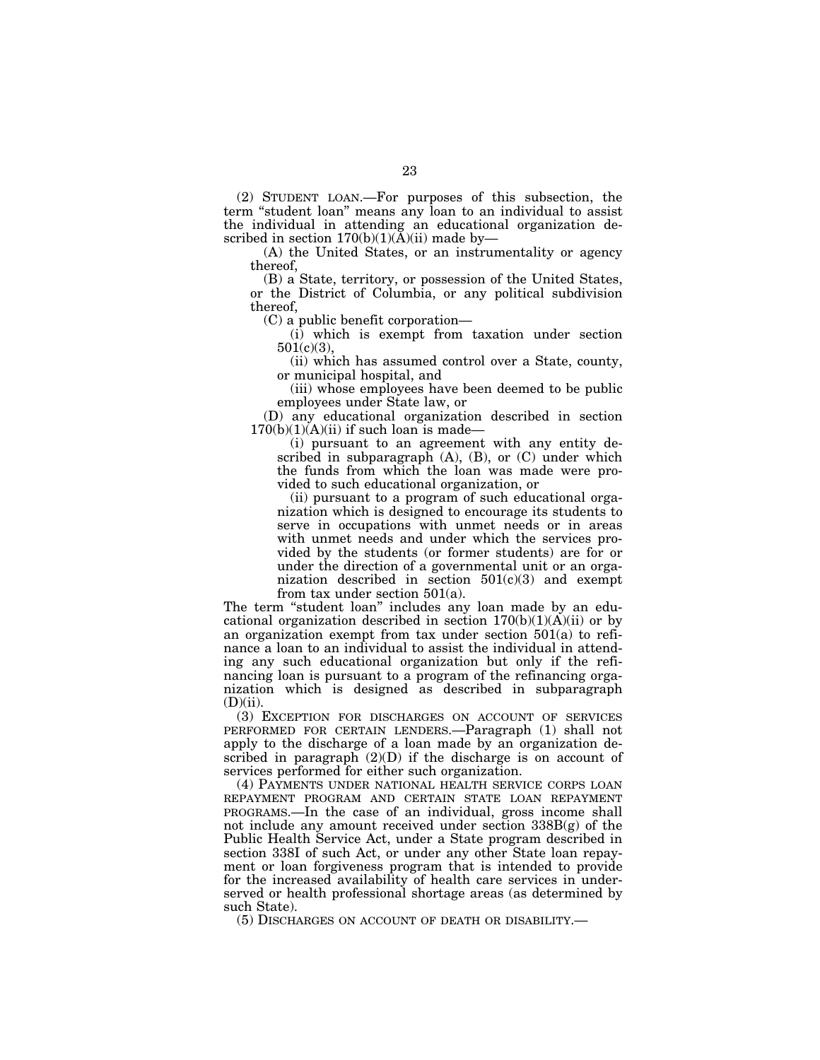(2) STUDENT LOAN.—For purposes of this subsection, the term "student loan" means any loan to an individual to assist the individual in attending an educational organization described in section 170(b)(1)(A)(ii) made by—

(A) the United States, or an instrumentality or agency thereof,

(B) a State, territory, or possession of the United States, or the District of Columbia, or any political subdivision thereof,

(C) a public benefit corporation—

(i) which is exempt from taxation under section 501(c)(3),

(ii) which has assumed control over a State, county, or municipal hospital, and

(iii) whose employees have been deemed to be public employees under State law, or

(D) any educational organization described in section 170(b)(1)(A)(ii) if such loan is made—

(i) pursuant to an agreement with any entity described in subparagraph (A), (B), or (C) under which the funds from which the loan was made were provided to such educational organization, or

(ii) pursuant to a program of such educational organization which is designed to encourage its students to serve in occupations with unmet needs or in areas with unmet needs and under which the services provided by the students (or former students) are for or under the direction of a governmental unit or an organization described in section 501(c)(3) and exempt from tax under section 501(a).

The term "student loan" includes any loan made by an educational organization described in section 170(b)(1)(A)(ii) or by an organization exempt from tax under section 501(a) to refinance a loan to an individual to assist the individual in attending any such educational organization but only if the refinancing loan is pursuant to a program of the refinancing organization which is designed as described in subparagraph (D)(ii).

(3) EXCEPTION FOR DISCHARGES ON ACCOUNT OF SERVICES PERFORMED FOR CERTAIN LENDERS.—Paragraph (1) shall not apply to the discharge of a loan made by an organization described in paragraph (2)(D) if the discharge is on account of services performed for either such organization.

(4) PAYMENTS UNDER NATIONAL HEALTH SERVICE CORPS LOAN REPAYMENT PROGRAM AND CERTAIN STATE LOAN REPAYMENT PROGRAMS.—In the case of an individual, gross income shall not include any amount received under section 338B(g) of the Public Health Service Act, under a State program described in section 338I of such Act, or under any other State loan repayment or loan forgiveness program that is intended to provide for the increased availability of health care services in underserved or health professional shortage areas (as determined by such State).

(5) DISCHARGES ON ACCOUNT OF DEATH OR DISABILITY.—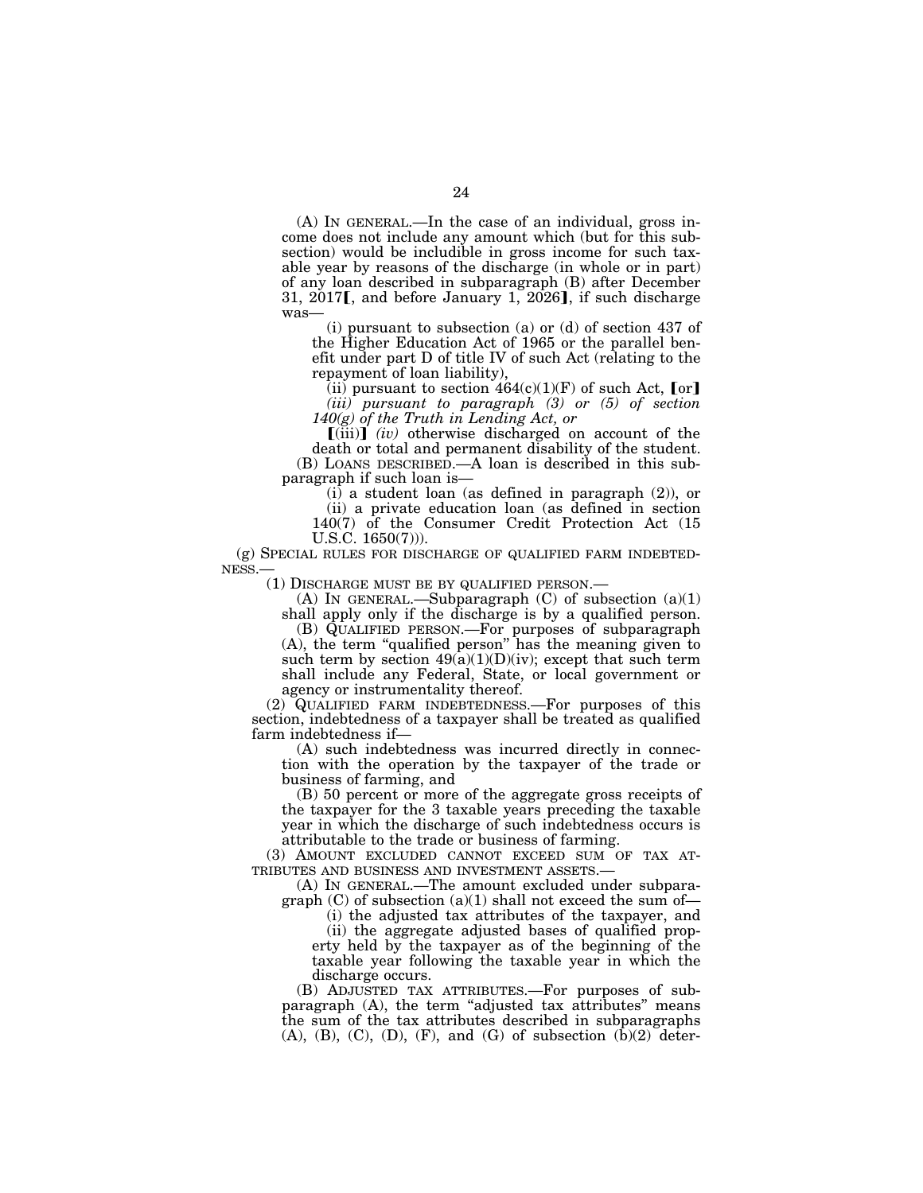(A) IN GENERAL.—In the case of an individual, gross income does not include any amount which (but for this subsection) would be includible in gross income for such taxable year by reasons of the discharge (in whole or in part) of any loan described in subparagraph (B) after December 31, 2017【, and before January 1, 2026】, if such discharge was—

(i) pursuant to subsection (a) or (d) of section 437 of the Higher Education Act of 1965 or the parallel benefit under part D of title IV of such Act (relating to the repayment of loan liability),

(ii) pursuant to section 464(c)(1)(F) of such Act, 【or】

*(iii) pursuant to paragraph (3) or (5) of section 140(g) of the Truth in Lending Act, or*

【(iii)】 *(iv)* otherwise discharged on account of the death or total and permanent disability of the student.

(B) LOANS DESCRIBED.—A loan is described in this subparagraph if such loan is—

(i) a student loan (as defined in paragraph (2)), or

(ii) a private education loan (as defined in section 140(7) of the Consumer Credit Protection Act (15 U.S.C. 1650(7))).

(g) SPECIAL RULES FOR DISCHARGE OF QUALIFIED FARM INDEBTEDNESS.—

(1) DISCHARGE MUST BE BY QUALIFIED PERSON.—

(A) IN GENERAL.—Subparagraph (C) of subsection (a)(1) shall apply only if the discharge is by a qualified person.

(B) QUALIFIED PERSON.—For purposes of subparagraph (A), the term "qualified person" has the meaning given to such term by section 49(a)(1)(D)(iv); except that such term shall include any Federal, State, or local government or agency or instrumentality thereof.

(2) QUALIFIED FARM INDEBTEDNESS.—For purposes of this section, indebtedness of a taxpayer shall be treated as qualified farm indebtedness if—

(A) such indebtedness was incurred directly in connection with the operation by the taxpayer of the trade or business of farming, and

(B) 50 percent or more of the aggregate gross receipts of the taxpayer for the 3 taxable years preceding the taxable year in which the discharge of such indebtedness occurs is attributable to the trade or business of farming.

(3) AMOUNT EXCLUDED CANNOT EXCEED SUM OF TAX ATTRIBUTES AND BUSINESS AND INVESTMENT ASSETS.—

(A) IN GENERAL.—The amount excluded under subparagraph (C) of subsection (a)(1) shall not exceed the sum of—

(i) the adjusted tax attributes of the taxpayer, and

(ii) the aggregate adjusted bases of qualified property held by the taxpayer as of the beginning of the taxable year following the taxable year in which the discharge occurs.

(B) ADJUSTED TAX ATTRIBUTES.—For purposes of subparagraph (A), the term "adjusted tax attributes" means the sum of the tax attributes described in subparagraphs (A), (B), (C), (D), (F), and (G) of subsection (b)(2) deter-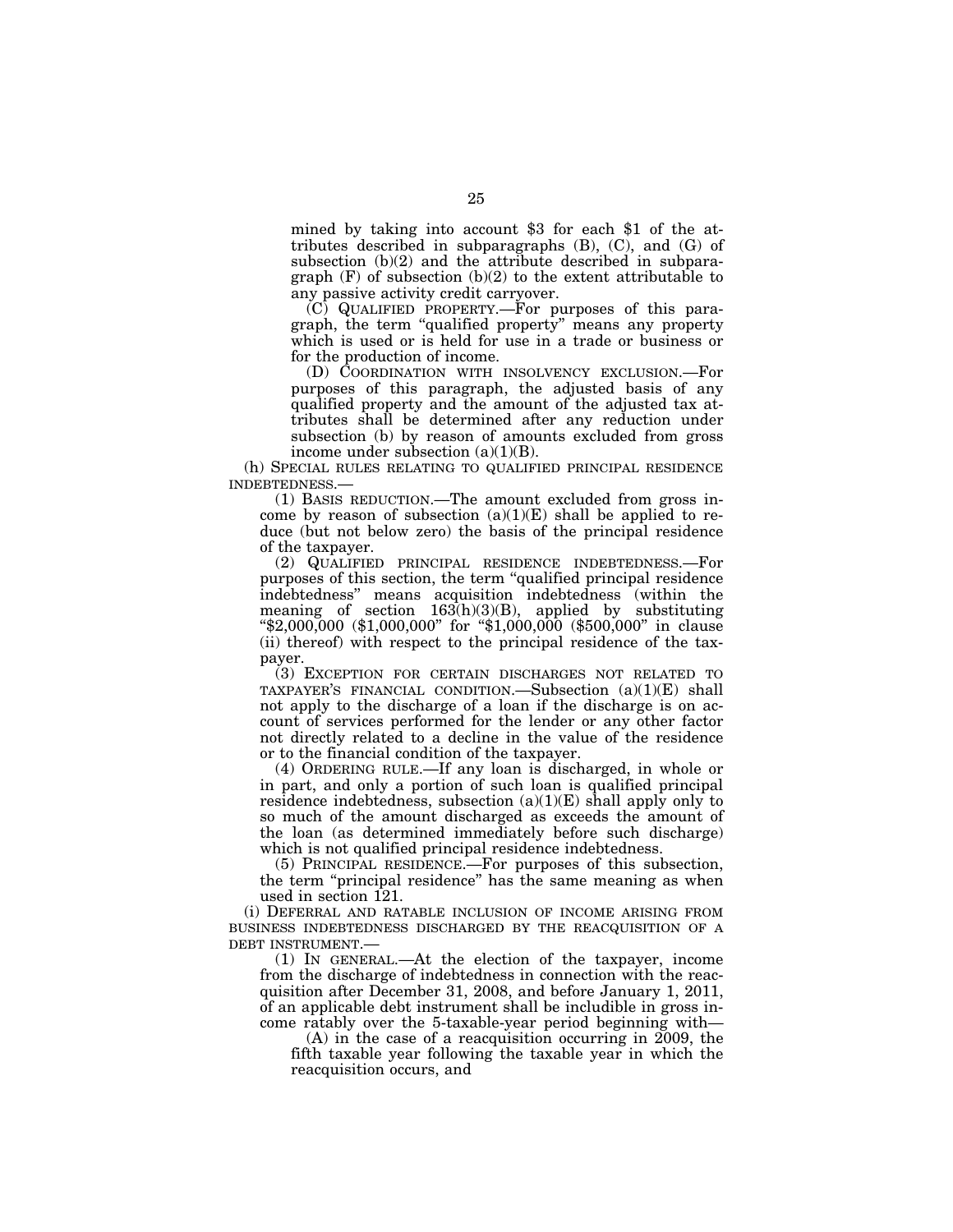mined by taking into account $3 for each $1 of the attributes described in subparagraphs (B), (C), and (G) of subsection (b)(2) and the attribute described in subparagraph (F) of subsection (b)(2) to the extent attributable to any passive activity credit carryover.

(C) QUALIFIED PROPERTY.—For purposes of this paragraph, the term "qualified property" means any property which is used or is held for use in a trade or business or for the production of income.

(D) COORDINATION WITH INSOLVENCY EXCLUSION.—For purposes of this paragraph, the adjusted basis of any qualified property and the amount of the adjusted tax attributes shall be determined after any reduction under subsection (b) by reason of amounts excluded from gross income under subsection (a)(1)(B).

(h) SPECIAL RULES RELATING TO QUALIFIED PRINCIPAL RESIDENCE INDEBTEDNESS.—

(1) BASIS REDUCTION.—The amount excluded from gross income by reason of subsection (a)(1)(E) shall be applied to reduce (but not below zero) the basis of the principal residence of the taxpayer.

(2) QUALIFIED PRINCIPAL RESIDENCE INDEBTEDNESS.—For purposes of this section, the term "qualified principal residence indebtedness" means acquisition indebtedness (within the meaning of section 163(h)(3)(B), applied by substituting "$2,000,000 ($1,000,000" for "$1,000,000 ($500,000" in clause (ii) thereof) with respect to the principal residence of the taxpayer.

(3) EXCEPTION FOR CERTAIN DISCHARGES NOT RELATED TO TAXPAYER'S FINANCIAL CONDITION.—Subsection (a)(1)(E) shall not apply to the discharge of a loan if the discharge is on account of services performed for the lender or any other factor not directly related to a decline in the value of the residence or to the financial condition of the taxpayer.

(4) ORDERING RULE.—If any loan is discharged, in whole or in part, and only a portion of such loan is qualified principal residence indebtedness, subsection (a)(1)(E) shall apply only to so much of the amount discharged as exceeds the amount of the loan (as determined immediately before such discharge) which is not qualified principal residence indebtedness.

(5) PRINCIPAL RESIDENCE.—For purposes of this subsection, the term "principal residence" has the same meaning as when used in section 121.

(i) DEFERRAL AND RATABLE INCLUSION OF INCOME ARISING FROM BUSINESS INDEBTEDNESS DISCHARGED BY THE REACQUISITION OF A DEBT INSTRUMENT.—

(1) IN GENERAL.—At the election of the taxpayer, income from the discharge of indebtedness in connection with the reacquisition after December 31, 2008, and before January 1, 2011, of an applicable debt instrument shall be includible in gross income ratably over the 5-taxable-year period beginning with—

(A) in the case of a reacquisition occurring in 2009, the fifth taxable year following the taxable year in which the reacquisition occurs, and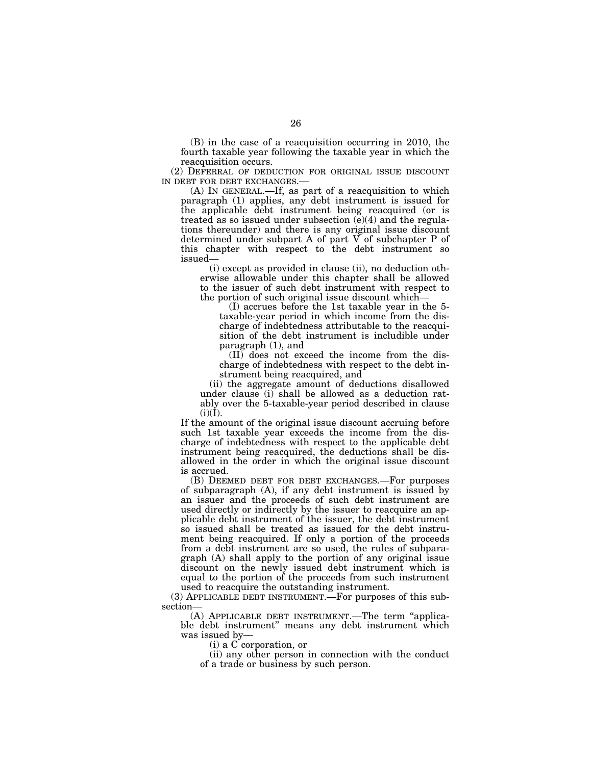(B) in the case of a reacquisition occurring in 2010, the fourth taxable year following the taxable year in which the reacquisition occurs.

(2) DEFERRAL OF DEDUCTION FOR ORIGINAL ISSUE DISCOUNT IN DEBT FOR DEBT EXCHANGES.—

(A) IN GENERAL.—If, as part of a reacquisition to which paragraph (1) applies, any debt instrument is issued for the applicable debt instrument being reacquired (or is treated as so issued under subsection (e)(4) and the regulations thereunder) and there is any original issue discount determined under subpart A of part V of subchapter P of this chapter with respect to the debt instrument so issued—

(i) except as provided in clause (ii), no deduction otherwise allowable under this chapter shall be allowed to the issuer of such debt instrument with respect to the portion of such original issue discount which—

(I) accrues before the 1st taxable year in the 5-taxable-year period in which income from the discharge of indebtedness attributable to the reacquisition of the debt instrument is includible under paragraph (1), and

(II) does not exceed the income from the discharge of indebtedness with respect to the debt instrument being reacquired, and

(ii) the aggregate amount of deductions disallowed under clause (i) shall be allowed as a deduction ratably over the 5-taxable-year period described in clause (i)(I).

If the amount of the original issue discount accruing before such 1st taxable year exceeds the income from the discharge of indebtedness with respect to the applicable debt instrument being reacquired, the deductions shall be disallowed in the order in which the original issue discount is accrued.

(B) DEEMED DEBT FOR DEBT EXCHANGES.—For purposes of subparagraph (A), if any debt instrument is issued by an issuer and the proceeds of such debt instrument are used directly or indirectly by the issuer to reacquire an applicable debt instrument of the issuer, the debt instrument so issued shall be treated as issued for the debt instrument being reacquired. If only a portion of the proceeds from a debt instrument are so used, the rules of subparagraph (A) shall apply to the portion of any original issue discount on the newly issued debt instrument which is equal to the portion of the proceeds from such instrument used to reacquire the outstanding instrument.

(3) APPLICABLE DEBT INSTRUMENT.—For purposes of this subsection—

(A) APPLICABLE DEBT INSTRUMENT.—The term "applicable debt instrument" means any debt instrument which was issued by—

(i) a C corporation, or

(ii) any other person in connection with the conduct of a trade or business by such person.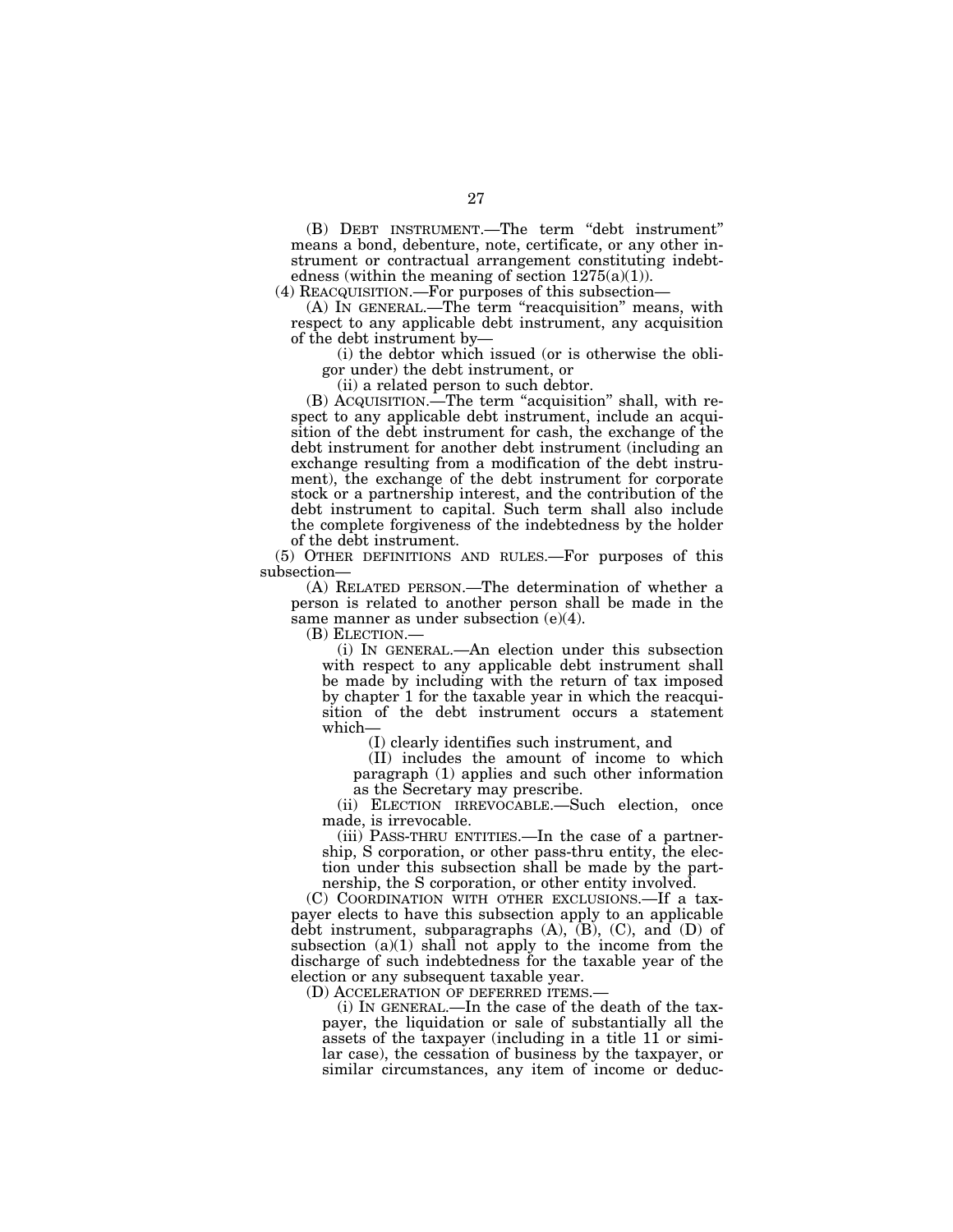(B) DEBT INSTRUMENT.—The term "debt instrument" means a bond, debenture, note, certificate, or any other instrument or contractual arrangement constituting indebtedness (within the meaning of section 1275(a)(1)).

(4) REACQUISITION.—For purposes of this subsection—

(A) IN GENERAL.—The term "reacquisition" means, with respect to any applicable debt instrument, any acquisition of the debt instrument by—

(i) the debtor which issued (or is otherwise the obligor under) the debt instrument, or

(ii) a related person to such debtor.

(B) ACQUISITION.—The term "acquisition" shall, with respect to any applicable debt instrument, include an acquisition of the debt instrument for cash, the exchange of the debt instrument for another debt instrument (including an exchange resulting from a modification of the debt instrument), the exchange of the debt instrument for corporate stock or a partnership interest, and the contribution of the debt instrument to capital. Such term shall also include the complete forgiveness of the indebtedness by the holder of the debt instrument.

(5) OTHER DEFINITIONS AND RULES.—For purposes of this subsection—

(A) RELATED PERSON.—The determination of whether a person is related to another person shall be made in the same manner as under subsection (e)(4).

(B) ELECTION.—

(i) IN GENERAL.—An election under this subsection with respect to any applicable debt instrument shall be made by including with the return of tax imposed by chapter 1 for the taxable year in which the reacquisition of the debt instrument occurs a statement which—

(I) clearly identifies such instrument, and

(II) includes the amount of income to which paragraph (1) applies and such other information as the Secretary may prescribe.

(ii) ELECTION IRREVOCABLE.—Such election, once made, is irrevocable.

(iii) PASS-THRU ENTITIES.—In the case of a partnership, S corporation, or other pass-thru entity, the election under this subsection shall be made by the partnership, the S corporation, or other entity involved.

(C) COORDINATION WITH OTHER EXCLUSIONS.—If a taxpayer elects to have this subsection apply to an applicable debt instrument, subparagraphs (A), (B), (C), and (D) of subsection (a)(1) shall not apply to the income from the discharge of such indebtedness for the taxable year of the election or any subsequent taxable year.

(D) ACCELERATION OF DEFERRED ITEMS.—

(i) IN GENERAL.—In the case of the death of the taxpayer, the liquidation or sale of substantially all the assets of the taxpayer (including in a title 11 or similar case), the cessation of business by the taxpayer, or similar circumstances, any item of income or deduc-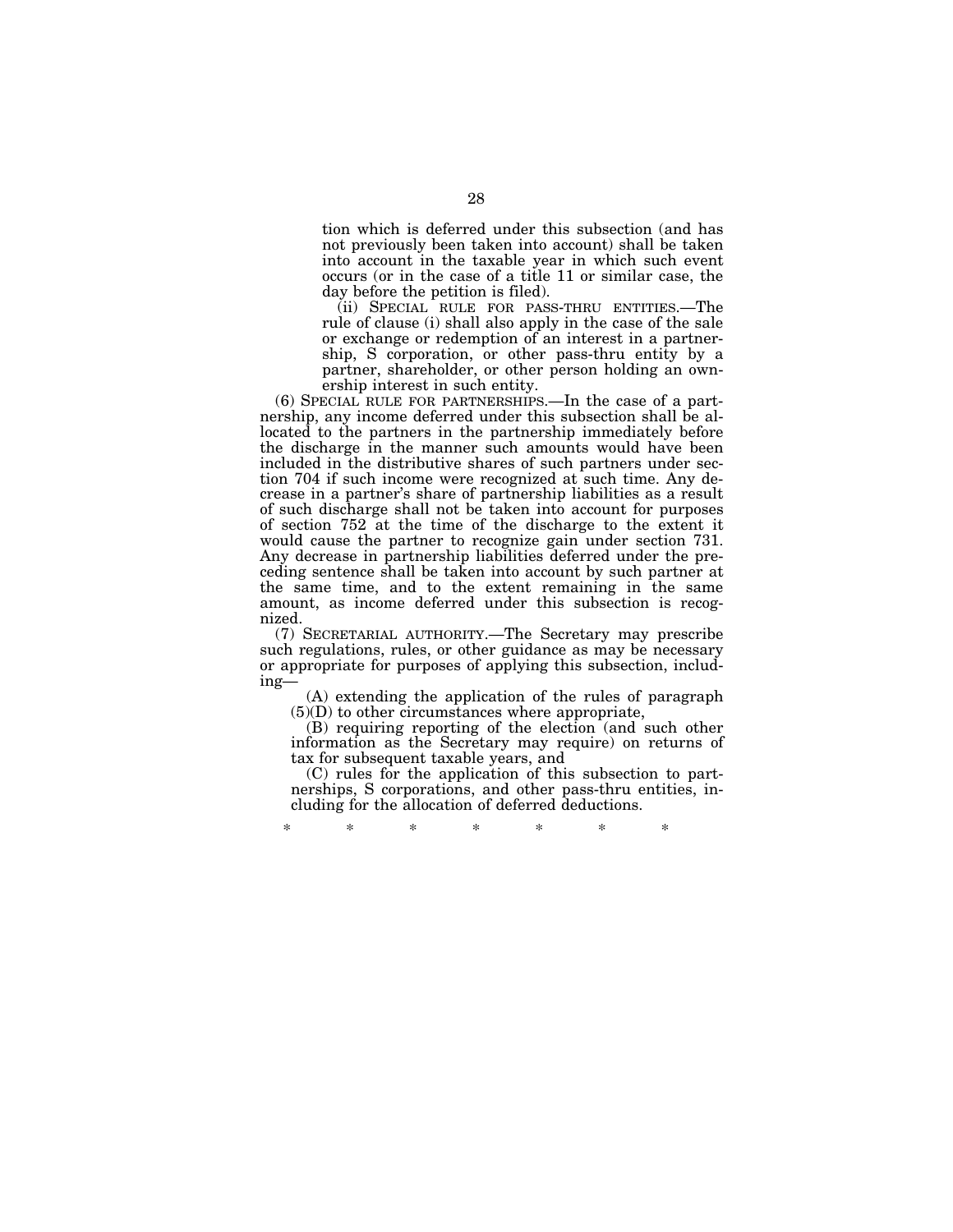tion which is deferred under this subsection (and has not previously been taken into account) shall be taken into account in the taxable year in which such event occurs (or in the case of a title 11 or similar case, the day before the petition is filed).

(ii) SPECIAL RULE FOR PASS-THRU ENTITIES.—The rule of clause (i) shall also apply in the case of the sale or exchange or redemption of an interest in a partnership, S corporation, or other pass-thru entity by a partner, shareholder, or other person holding an ownership interest in such entity.

(6) SPECIAL RULE FOR PARTNERSHIPS.—In the case of a partnership, any income deferred under this subsection shall be allocated to the partners in the partnership immediately before the discharge in the manner such amounts would have been included in the distributive shares of such partners under section 704 if such income were recognized at such time. Any decrease in a partner's share of partnership liabilities as a result of such discharge shall not be taken into account for purposes of section 752 at the time of the discharge to the extent it would cause the partner to recognize gain under section 731. Any decrease in partnership liabilities deferred under the preceding sentence shall be taken into account by such partner at the same time, and to the extent remaining in the same amount, as income deferred under this subsection is recognized.

(7) SECRETARIAL AUTHORITY.—The Secretary may prescribe such regulations, rules, or other guidance as may be necessary or appropriate for purposes of applying this subsection, including—

(A) extending the application of the rules of paragraph (5)(D) to other circumstances where appropriate,

(B) requiring reporting of the election (and such other information as the Secretary may require) on returns of tax for subsequent taxable years, and

(C) rules for the application of this subsection to partnerships, S corporations, and other pass-thru entities, including for the allocation of deferred deductions.

\* \* \* \* \* \* \*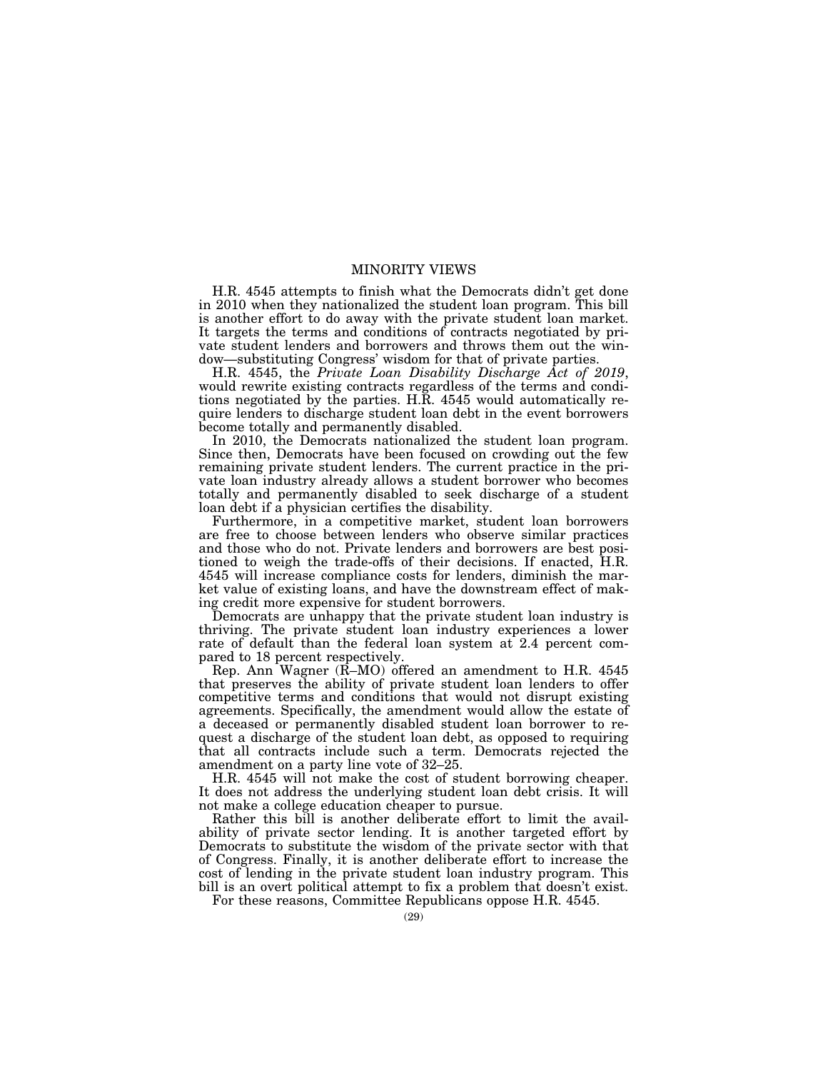## MINORITY VIEWS

H.R. 4545 attempts to finish what the Democrats didn't get done in 2010 when they nationalized the student loan program. This bill is another effort to do away with the private student loan market. It targets the terms and conditions of contracts negotiated by private student lenders and borrowers and throws them out the window—substituting Congress' wisdom for that of private parties.

H.R. 4545, the *Private Loan Disability Discharge Act of 2019*, would rewrite existing contracts regardless of the terms and conditions negotiated by the parties. H.R. 4545 would automatically require lenders to discharge student loan debt in the event borrowers become totally and permanently disabled.

In 2010, the Democrats nationalized the student loan program. Since then, Democrats have been focused on crowding out the few remaining private student lenders. The current practice in the private loan industry already allows a student borrower who becomes totally and permanently disabled to seek discharge of a student loan debt if a physician certifies the disability.

Furthermore, in a competitive market, student loan borrowers are free to choose between lenders who observe similar practices and those who do not. Private lenders and borrowers are best positioned to weigh the trade-offs of their decisions. If enacted, H.R. 4545 will increase compliance costs for lenders, diminish the market value of existing loans, and have the downstream effect of making credit more expensive for student borrowers.

Democrats are unhappy that the private student loan industry is thriving. The private student loan industry experiences a lower rate of default than the federal loan system at 2.4 percent compared to 18 percent respectively.

Rep. Ann Wagner (R–MO) offered an amendment to H.R. 4545 that preserves the ability of private student loan lenders to offer competitive terms and conditions that would not disrupt existing agreements. Specifically, the amendment would allow the estate of a deceased or permanently disabled student loan borrower to request a discharge of the student loan debt, as opposed to requiring that all contracts include such a term. Democrats rejected the amendment on a party line vote of 32–25.

H.R. 4545 will not make the cost of student borrowing cheaper. It does not address the underlying student loan debt crisis. It will not make a college education cheaper to pursue.

Rather this bill is another deliberate effort to limit the availability of private sector lending. It is another targeted effort by Democrats to substitute the wisdom of the private sector with that of Congress. Finally, it is another deliberate effort to increase the cost of lending in the private student loan industry program. This bill is an overt political attempt to fix a problem that doesn't exist.

For these reasons, Committee Republicans oppose H.R. 4545.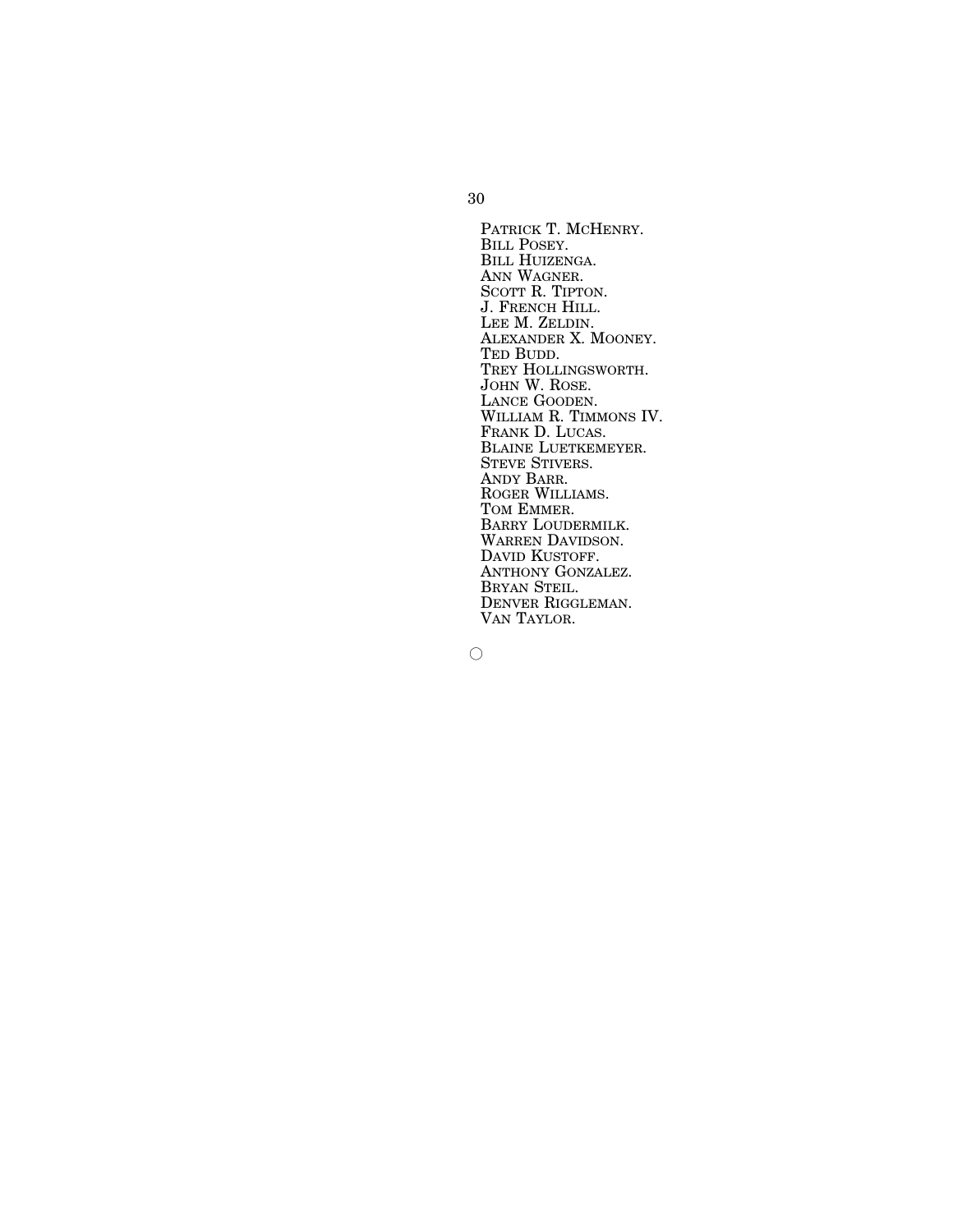PATRICK T. MCHENRY.
BILL POSEY.
BILL HUIZENGA.
ANN WAGNER.
SCOTT R. TIPTON.
J. FRENCH HILL.
LEE M. ZELDIN.
ALEXANDER X. MOONEY.
TED BUDD.
TREY HOLLINGSWORTH.
JOHN W. ROSE.
LANCE GOODEN.
WILLIAM R. TIMMONS IV.
FRANK D. LUCAS.
BLAINE LUETKEMEYER.
STEVE STIVERS.
ANDY BARR.
ROGER WILLIAMS.
TOM EMMER.
BARRY LOUDERMILK.
WARREN DAVIDSON.
DAVID KUSTOFF.
ANTHONY GONZALEZ.
BRYAN STEIL.
DENVER RIGGLEMAN.
VAN TAYLOR.